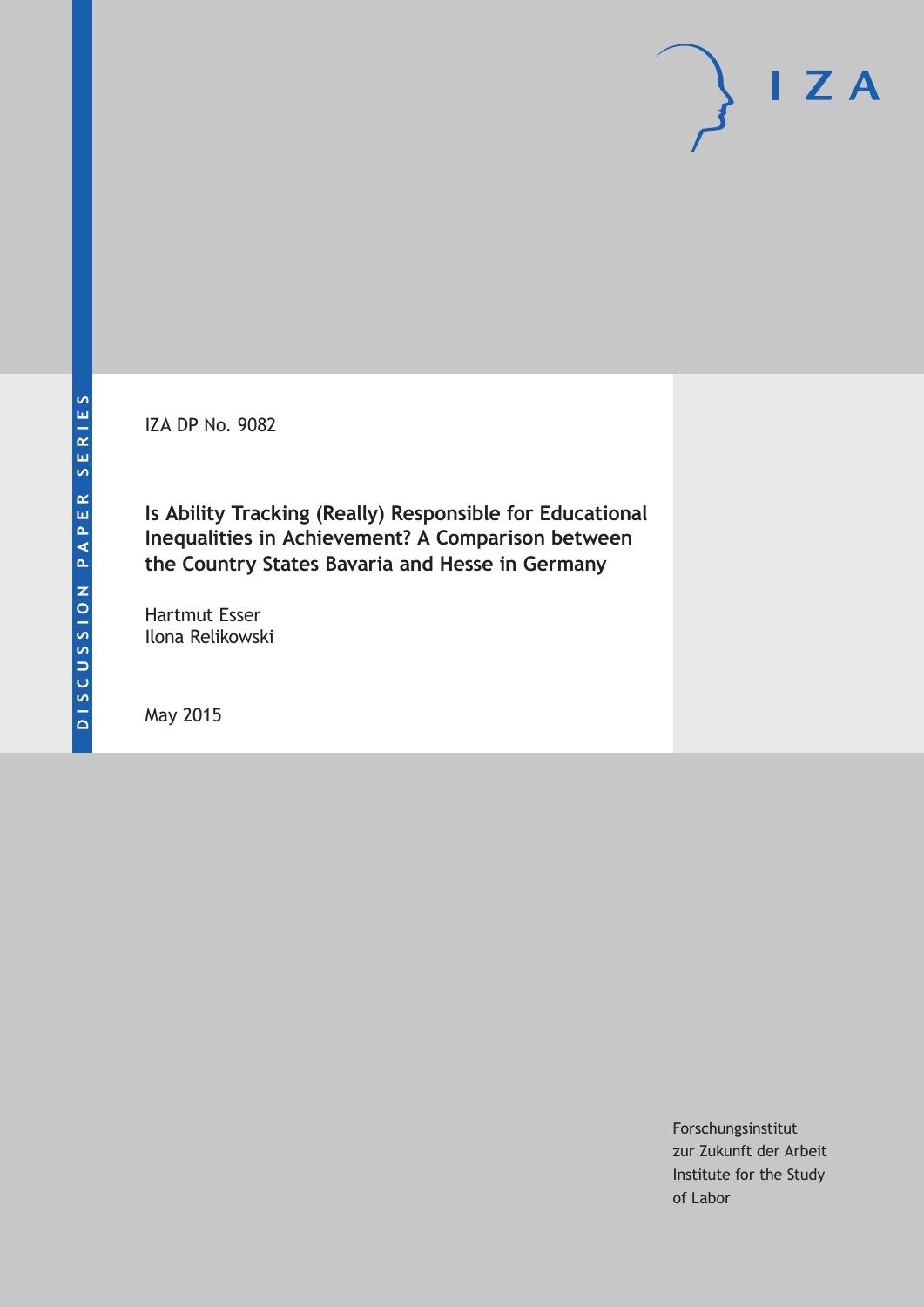DISCUSSION PAPER SERIES

IZA

IZA DP No. 9082

# Is Ability Tracking (Really) Responsible for Educational Inequalities in Achievement? A Comparison between the Country States Bavaria and Hesse in Germany

Hartmut Esser
Ilona Relikowski

May 2015

Forschungsinstitut
zur Zukunft der Arbeit
Institute for the Study
of Labor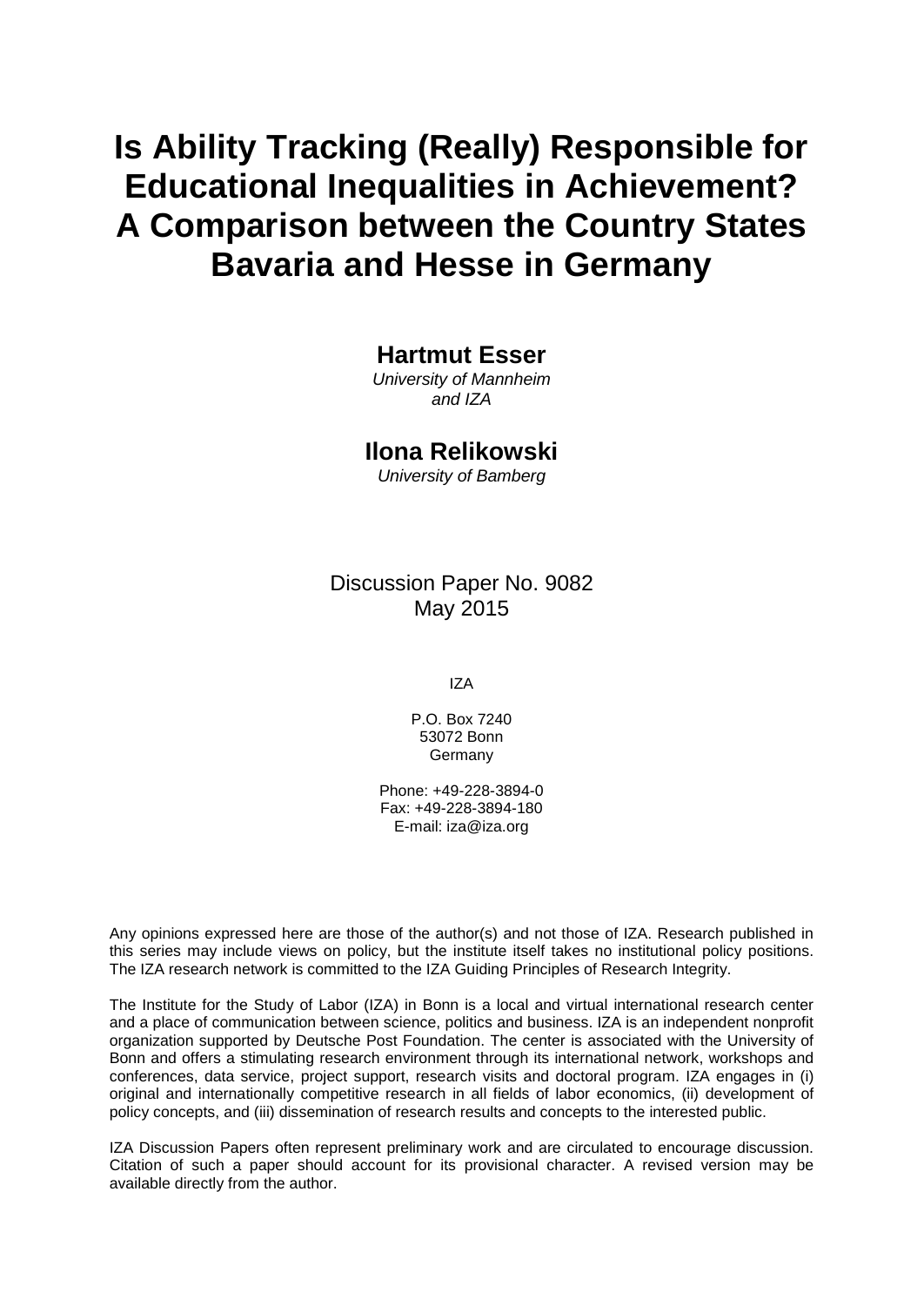# Is Ability Tracking (Really) Responsible for Educational Inequalities in Achievement? A Comparison between the Country States Bavaria and Hesse in Germany

**Hartmut Esser**

*University of Mannheim and IZA*

**Ilona Relikowski**

*University of Bamberg*

Discussion Paper No. 9082
May 2015

IZA

P.O. Box 7240
53072 Bonn
Germany

Phone: +49-228-3894-0
Fax: +49-228-3894-180
E-mail: iza@iza.org

Any opinions expressed here are those of the author(s) and not those of IZA. Research published in this series may include views on policy, but the institute itself takes no institutional policy positions. The IZA research network is committed to the IZA Guiding Principles of Research Integrity.

The Institute for the Study of Labor (IZA) in Bonn is a local and virtual international research center and a place of communication between science, politics and business. IZA is an independent nonprofit organization supported by Deutsche Post Foundation. The center is associated with the University of Bonn and offers a stimulating research environment through its international network, workshops and conferences, data service, project support, research visits and doctoral program. IZA engages in (i) original and internationally competitive research in all fields of labor economics, (ii) development of policy concepts, and (iii) dissemination of research results and concepts to the interested public.

IZA Discussion Papers often represent preliminary work and are circulated to encourage discussion. Citation of such a paper should account for its provisional character. A revised version may be available directly from the author.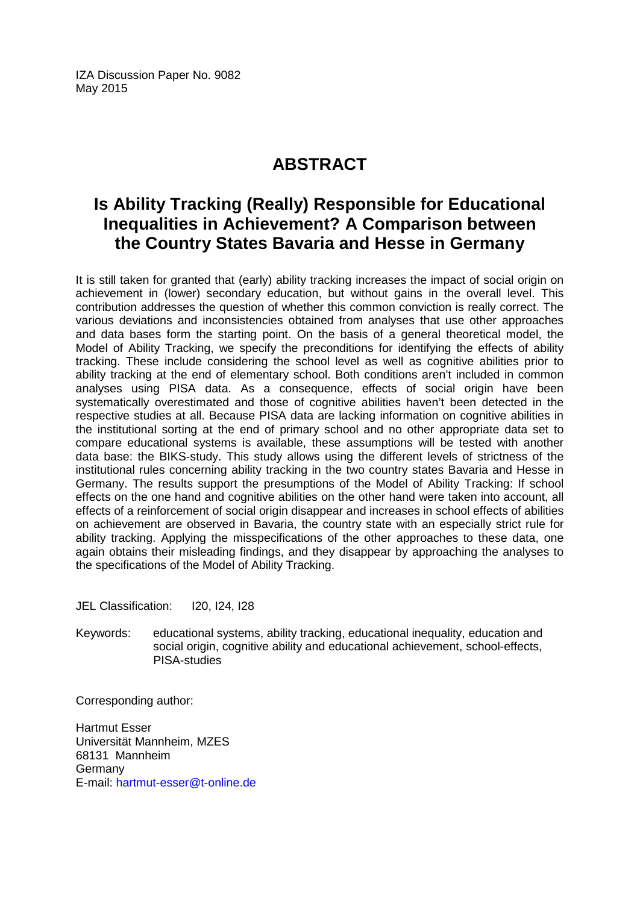IZA Discussion Paper No. 9082
May 2015

# ABSTRACT

## Is Ability Tracking (Really) Responsible for Educational Inequalities in Achievement? A Comparison between the Country States Bavaria and Hesse in Germany

It is still taken for granted that (early) ability tracking increases the impact of social origin on achievement in (lower) secondary education, but without gains in the overall level. This contribution addresses the question of whether this common conviction is really correct. The various deviations and inconsistencies obtained from analyses that use other approaches and data bases form the starting point. On the basis of a general theoretical model, the Model of Ability Tracking, we specify the preconditions for identifying the effects of ability tracking. These include considering the school level as well as cognitive abilities prior to ability tracking at the end of elementary school. Both conditions aren't included in common analyses using PISA data. As a consequence, effects of social origin have been systematically overestimated and those of cognitive abilities haven't been detected in the respective studies at all. Because PISA data are lacking information on cognitive abilities in the institutional sorting at the end of primary school and no other appropriate data set to compare educational systems is available, these assumptions will be tested with another data base: the BIKS-study. This study allows using the different levels of strictness of the institutional rules concerning ability tracking in the two country states Bavaria and Hesse in Germany. The results support the presumptions of the Model of Ability Tracking: If school effects on the one hand and cognitive abilities on the other hand were taken into account, all effects of a reinforcement of social origin disappear and increases in school effects of abilities on achievement are observed in Bavaria, the country state with an especially strict rule for ability tracking. Applying the misspecifications of the other approaches to these data, one again obtains their misleading findings, and they disappear by approaching the analyses to the specifications of the Model of Ability Tracking.

JEL Classification: I20, I24, I28

Keywords: educational systems, ability tracking, educational inequality, education and social origin, cognitive ability and educational achievement, school-effects, PISA-studies

Corresponding author:

Hartmut Esser
Universität Mannheim, MZES
68131 Mannheim
Germany
E-mail: hartmut-esser@t-online.de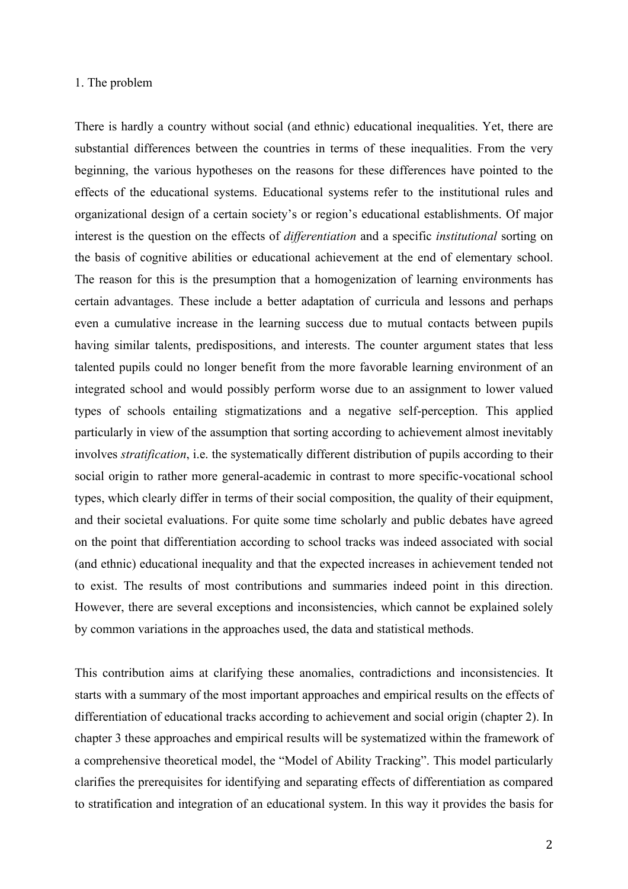## 1. The problem

There is hardly a country without social (and ethnic) educational inequalities. Yet, there are substantial differences between the countries in terms of these inequalities. From the very beginning, the various hypotheses on the reasons for these differences have pointed to the effects of the educational systems. Educational systems refer to the institutional rules and organizational design of a certain society's or region's educational establishments. Of major interest is the question on the effects of *differentiation* and a specific *institutional* sorting on the basis of cognitive abilities or educational achievement at the end of elementary school. The reason for this is the presumption that a homogenization of learning environments has certain advantages. These include a better adaptation of curricula and lessons and perhaps even a cumulative increase in the learning success due to mutual contacts between pupils having similar talents, predispositions, and interests. The counter argument states that less talented pupils could no longer benefit from the more favorable learning environment of an integrated school and would possibly perform worse due to an assignment to lower valued types of schools entailing stigmatizations and a negative self-perception. This applied particularly in view of the assumption that sorting according to achievement almost inevitably involves *stratification*, i.e. the systematically different distribution of pupils according to their social origin to rather more general-academic in contrast to more specific-vocational school types, which clearly differ in terms of their social composition, the quality of their equipment, and their societal evaluations. For quite some time scholarly and public debates have agreed on the point that differentiation according to school tracks was indeed associated with social (and ethnic) educational inequality and that the expected increases in achievement tended not to exist. The results of most contributions and summaries indeed point in this direction. However, there are several exceptions and inconsistencies, which cannot be explained solely by common variations in the approaches used, the data and statistical methods.

This contribution aims at clarifying these anomalies, contradictions and inconsistencies. It starts with a summary of the most important approaches and empirical results on the effects of differentiation of educational tracks according to achievement and social origin (chapter 2). In chapter 3 these approaches and empirical results will be systematized within the framework of a comprehensive theoretical model, the "Model of Ability Tracking". This model particularly clarifies the prerequisites for identifying and separating effects of differentiation as compared to stratification and integration of an educational system. In this way it provides the basis for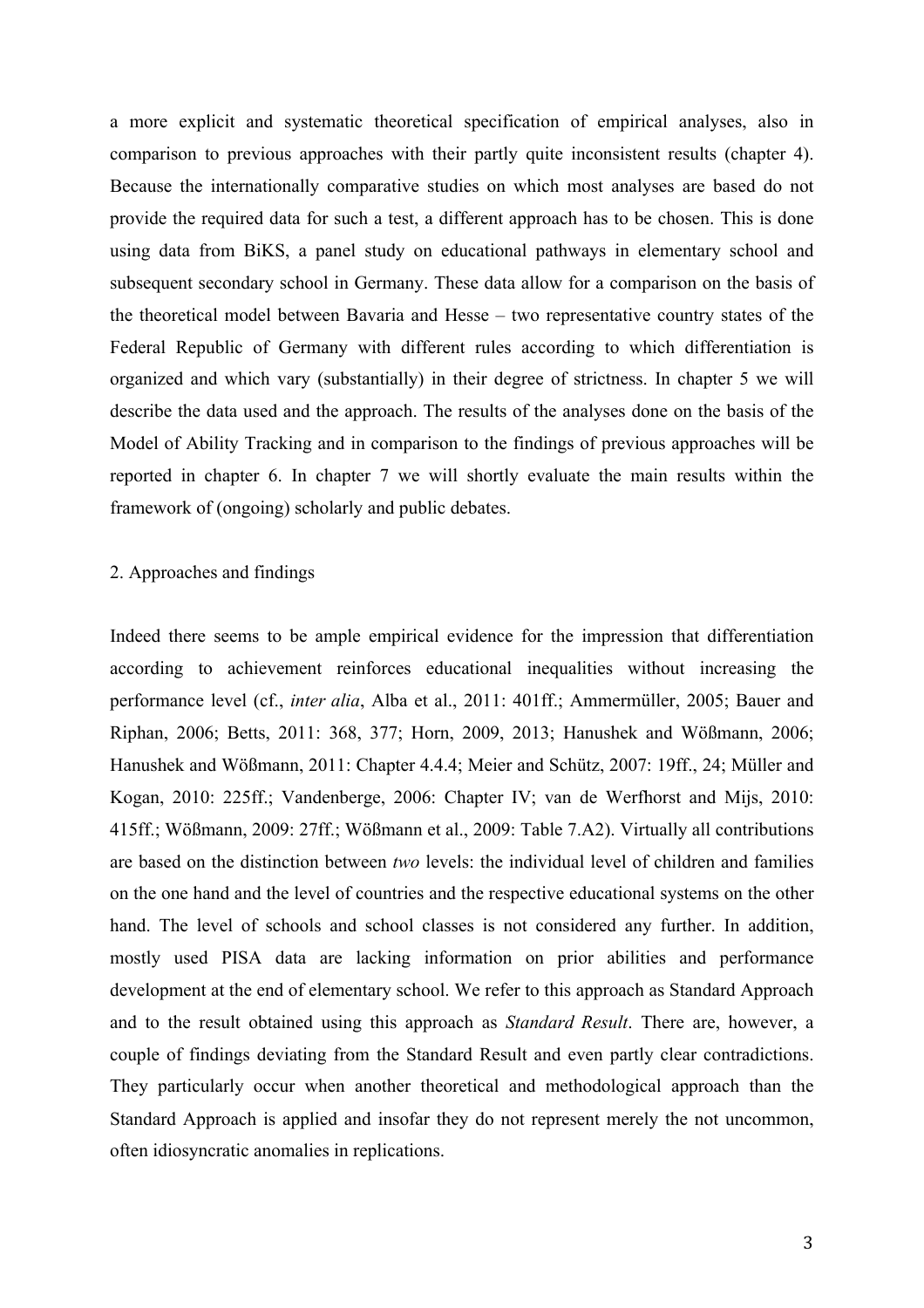a more explicit and systematic theoretical specification of empirical analyses, also in comparison to previous approaches with their partly quite inconsistent results (chapter 4). Because the internationally comparative studies on which most analyses are based do not provide the required data for such a test, a different approach has to be chosen. This is done using data from BiKS, a panel study on educational pathways in elementary school and subsequent secondary school in Germany. These data allow for a comparison on the basis of the theoretical model between Bavaria and Hesse – two representative country states of the Federal Republic of Germany with different rules according to which differentiation is organized and which vary (substantially) in their degree of strictness. In chapter 5 we will describe the data used and the approach. The results of the analyses done on the basis of the Model of Ability Tracking and in comparison to the findings of previous approaches will be reported in chapter 6. In chapter 7 we will shortly evaluate the main results within the framework of (ongoing) scholarly and public debates.

## 2. Approaches and findings

Indeed there seems to be ample empirical evidence for the impression that differentiation according to achievement reinforces educational inequalities without increasing the performance level (cf., *inter alia*, Alba et al., 2011: 401ff.; Ammermüller, 2005; Bauer and Riphan, 2006; Betts, 2011: 368, 377; Horn, 2009, 2013; Hanushek and Wößmann, 2006; Hanushek and Wößmann, 2011: Chapter 4.4.4; Meier and Schütz, 2007: 19ff., 24; Müller and Kogan, 2010: 225ff.; Vandenberge, 2006: Chapter IV; van de Werfhorst and Mijs, 2010: 415ff.; Wößmann, 2009: 27ff.; Wößmann et al., 2009: Table 7.A2). Virtually all contributions are based on the distinction between *two* levels: the individual level of children and families on the one hand and the level of countries and the respective educational systems on the other hand. The level of schools and school classes is not considered any further. In addition, mostly used PISA data are lacking information on prior abilities and performance development at the end of elementary school. We refer to this approach as Standard Approach and to the result obtained using this approach as *Standard Result*. There are, however, a couple of findings deviating from the Standard Result and even partly clear contradictions. They particularly occur when another theoretical and methodological approach than the Standard Approach is applied and insofar they do not represent merely the not uncommon, often idiosyncratic anomalies in replications.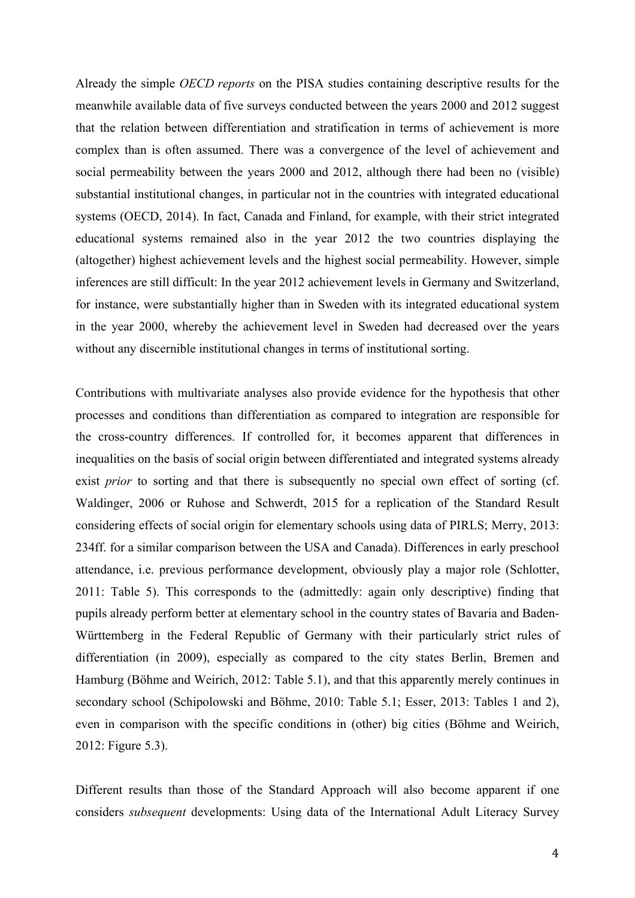Already the simple *OECD reports* on the PISA studies containing descriptive results for the meanwhile available data of five surveys conducted between the years 2000 and 2012 suggest that the relation between differentiation and stratification in terms of achievement is more complex than is often assumed. There was a convergence of the level of achievement and social permeability between the years 2000 and 2012, although there had been no (visible) substantial institutional changes, in particular not in the countries with integrated educational systems (OECD, 2014). In fact, Canada and Finland, for example, with their strict integrated educational systems remained also in the year 2012 the two countries displaying the (altogether) highest achievement levels and the highest social permeability. However, simple inferences are still difficult: In the year 2012 achievement levels in Germany and Switzerland, for instance, were substantially higher than in Sweden with its integrated educational system in the year 2000, whereby the achievement level in Sweden had decreased over the years without any discernible institutional changes in terms of institutional sorting.

Contributions with multivariate analyses also provide evidence for the hypothesis that other processes and conditions than differentiation as compared to integration are responsible for the cross-country differences. If controlled for, it becomes apparent that differences in inequalities on the basis of social origin between differentiated and integrated systems already exist *prior* to sorting and that there is subsequently no special own effect of sorting (cf. Waldinger, 2006 or Ruhose and Schwerdt, 2015 for a replication of the Standard Result considering effects of social origin for elementary schools using data of PIRLS; Merry, 2013: 234ff. for a similar comparison between the USA and Canada). Differences in early preschool attendance, i.e. previous performance development, obviously play a major role (Schlotter, 2011: Table 5). This corresponds to the (admittedly: again only descriptive) finding that pupils already perform better at elementary school in the country states of Bavaria and Baden-Württemberg in the Federal Republic of Germany with their particularly strict rules of differentiation (in 2009), especially as compared to the city states Berlin, Bremen and Hamburg (Böhme and Weirich, 2012: Table 5.1), and that this apparently merely continues in secondary school (Schipolowski and Böhme, 2010: Table 5.1; Esser, 2013: Tables 1 and 2), even in comparison with the specific conditions in (other) big cities (Böhme and Weirich, 2012: Figure 5.3).

Different results than those of the Standard Approach will also become apparent if one considers *subsequent* developments: Using data of the International Adult Literacy Survey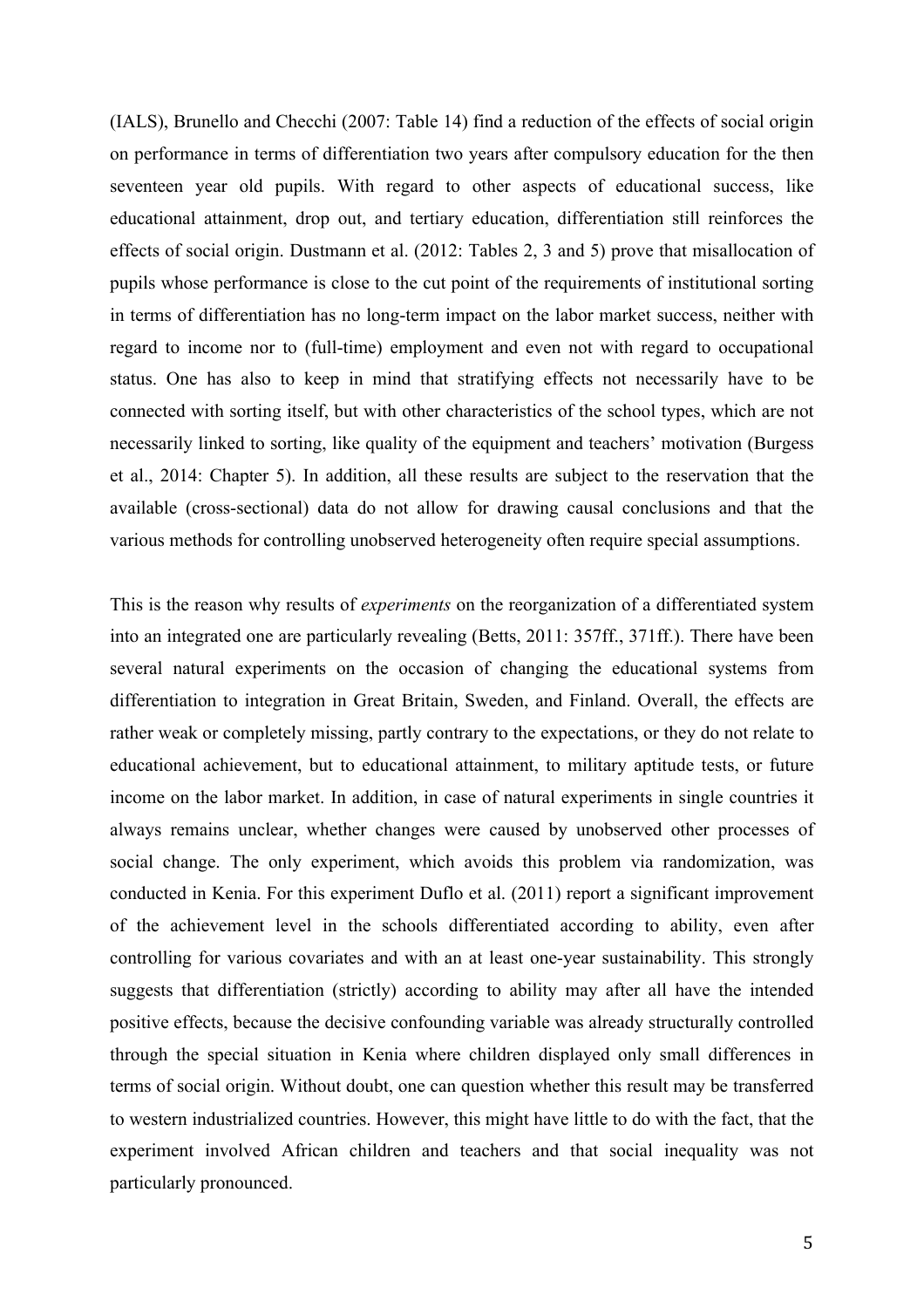(IALS), Brunello and Checchi (2007: Table 14) find a reduction of the effects of social origin on performance in terms of differentiation two years after compulsory education for the then seventeen year old pupils. With regard to other aspects of educational success, like educational attainment, drop out, and tertiary education, differentiation still reinforces the effects of social origin. Dustmann et al. (2012: Tables 2, 3 and 5) prove that misallocation of pupils whose performance is close to the cut point of the requirements of institutional sorting in terms of differentiation has no long-term impact on the labor market success, neither with regard to income nor to (full-time) employment and even not with regard to occupational status. One has also to keep in mind that stratifying effects not necessarily have to be connected with sorting itself, but with other characteristics of the school types, which are not necessarily linked to sorting, like quality of the equipment and teachers' motivation (Burgess et al., 2014: Chapter 5). In addition, all these results are subject to the reservation that the available (cross-sectional) data do not allow for drawing causal conclusions and that the various methods for controlling unobserved heterogeneity often require special assumptions.

This is the reason why results of *experiments* on the reorganization of a differentiated system into an integrated one are particularly revealing (Betts, 2011: 357ff., 371ff.). There have been several natural experiments on the occasion of changing the educational systems from differentiation to integration in Great Britain, Sweden, and Finland. Overall, the effects are rather weak or completely missing, partly contrary to the expectations, or they do not relate to educational achievement, but to educational attainment, to military aptitude tests, or future income on the labor market. In addition, in case of natural experiments in single countries it always remains unclear, whether changes were caused by unobserved other processes of social change. The only experiment, which avoids this problem via randomization, was conducted in Kenia. For this experiment Duflo et al. (2011) report a significant improvement of the achievement level in the schools differentiated according to ability, even after controlling for various covariates and with an at least one-year sustainability. This strongly suggests that differentiation (strictly) according to ability may after all have the intended positive effects, because the decisive confounding variable was already structurally controlled through the special situation in Kenia where children displayed only small differences in terms of social origin. Without doubt, one can question whether this result may be transferred to western industrialized countries. However, this might have little to do with the fact, that the experiment involved African children and teachers and that social inequality was not particularly pronounced.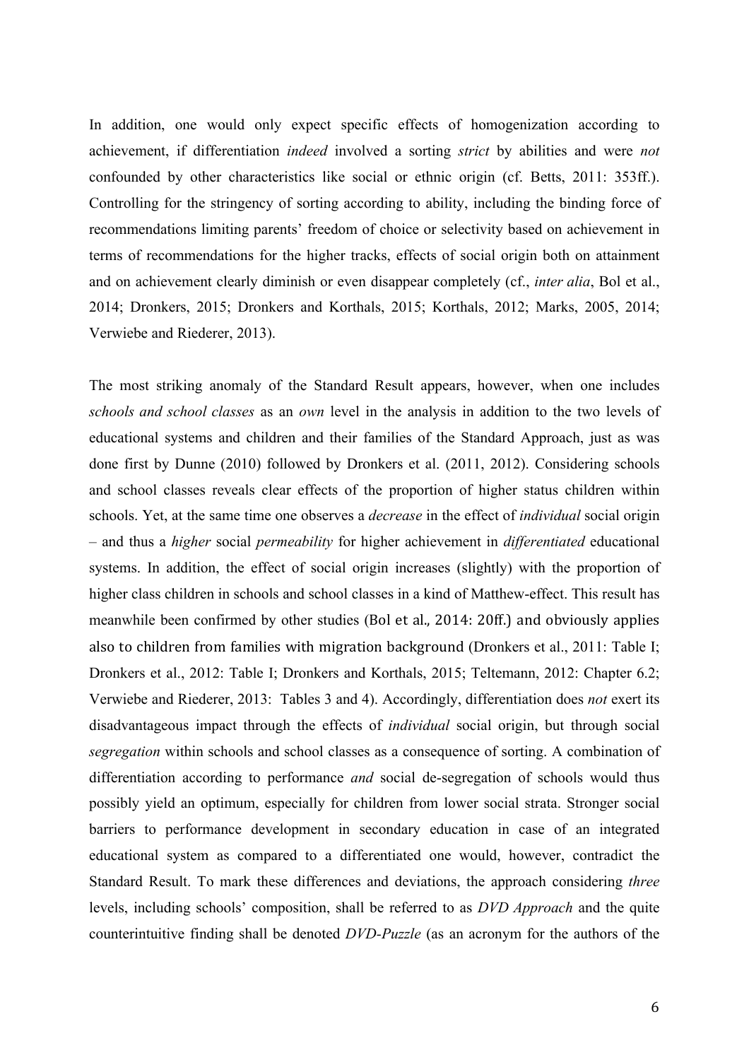In addition, one would only expect specific effects of homogenization according to achievement, if differentiation *indeed* involved a sorting *strict* by abilities and were *not* confounded by other characteristics like social or ethnic origin (cf. Betts, 2011: 353ff.). Controlling for the stringency of sorting according to ability, including the binding force of recommendations limiting parents' freedom of choice or selectivity based on achievement in terms of recommendations for the higher tracks, effects of social origin both on attainment and on achievement clearly diminish or even disappear completely (cf., *inter alia*, Bol et al., 2014; Dronkers, 2015; Dronkers and Korthals, 2015; Korthals, 2012; Marks, 2005, 2014; Verwiebe and Riederer, 2013).

The most striking anomaly of the Standard Result appears, however, when one includes *schools and school classes* as an *own* level in the analysis in addition to the two levels of educational systems and children and their families of the Standard Approach, just as was done first by Dunne (2010) followed by Dronkers et al. (2011, 2012). Considering schools and school classes reveals clear effects of the proportion of higher status children within schools. Yet, at the same time one observes a *decrease* in the effect of *individual* social origin – and thus a *higher* social *permeability* for higher achievement in *differentiated* educational systems. In addition, the effect of social origin increases (slightly) with the proportion of higher class children in schools and school classes in a kind of Matthew-effect. This result has meanwhile been confirmed by other studies (Bol et al., 2014: 20ff.) and obviously applies also to children from families with migration background (Dronkers et al., 2011: Table I; Dronkers et al., 2012: Table I; Dronkers and Korthals, 2015; Teltemann, 2012: Chapter 6.2; Verwiebe and Riederer, 2013: Tables 3 and 4). Accordingly, differentiation does *not* exert its disadvantageous impact through the effects of *individual* social origin, but through social *segregation* within schools and school classes as a consequence of sorting. A combination of differentiation according to performance *and* social de-segregation of schools would thus possibly yield an optimum, especially for children from lower social strata. Stronger social barriers to performance development in secondary education in case of an integrated educational system as compared to a differentiated one would, however, contradict the Standard Result. To mark these differences and deviations, the approach considering *three* levels, including schools' composition, shall be referred to as *DVD Approach* and the quite counterintuitive finding shall be denoted *DVD-Puzzle* (as an acronym for the authors of the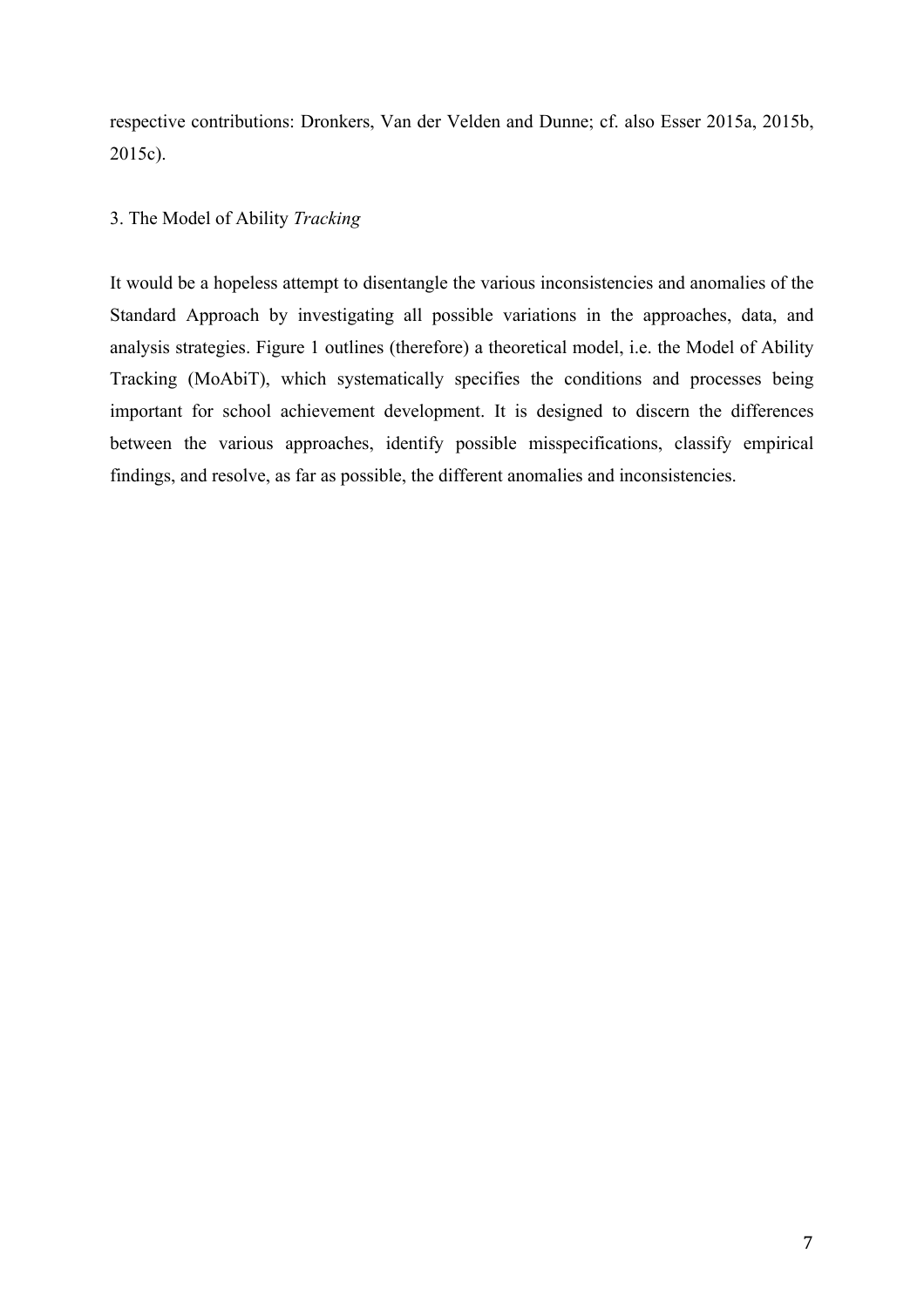respective contributions: Dronkers, Van der Velden and Dunne; cf. also Esser 2015a, 2015b, 2015c).

## 3. The Model of Ability *Tracking*

It would be a hopeless attempt to disentangle the various inconsistencies and anomalies of the Standard Approach by investigating all possible variations in the approaches, data, and analysis strategies. Figure 1 outlines (therefore) a theoretical model, i.e. the Model of Ability Tracking (MoAbiT), which systematically specifies the conditions and processes being important for school achievement development. It is designed to discern the differences between the various approaches, identify possible misspecifications, classify empirical findings, and resolve, as far as possible, the different anomalies and inconsistencies.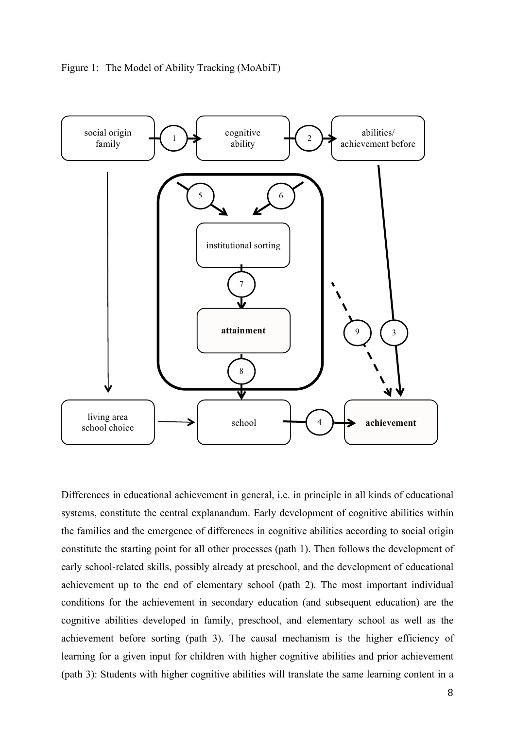Figure 1: The Model of Ability Tracking (MoAbiT)

social origin family

cognitive ability

abilities/ achievement before

institutional sorting

**attainment**

living area school choice

school

**achievement**

Differences in educational achievement in general, i.e. in principle in all kinds of educational systems, constitute the central explanandum. Early development of cognitive abilities within the families and the emergence of differences in cognitive abilities according to social origin constitute the starting point for all other processes (path 1). Then follows the development of early school-related skills, possibly already at preschool, and the development of educational achievement up to the end of elementary school (path 2). The most important individual conditions for the achievement in secondary education (and subsequent education) are the cognitive abilities developed in family, preschool, and elementary school as well as the achievement before sorting (path 3). The causal mechanism is the higher efficiency of learning for a given input for children with higher cognitive abilities and prior achievement (path 3): Students with higher cognitive abilities will translate the same learning content in a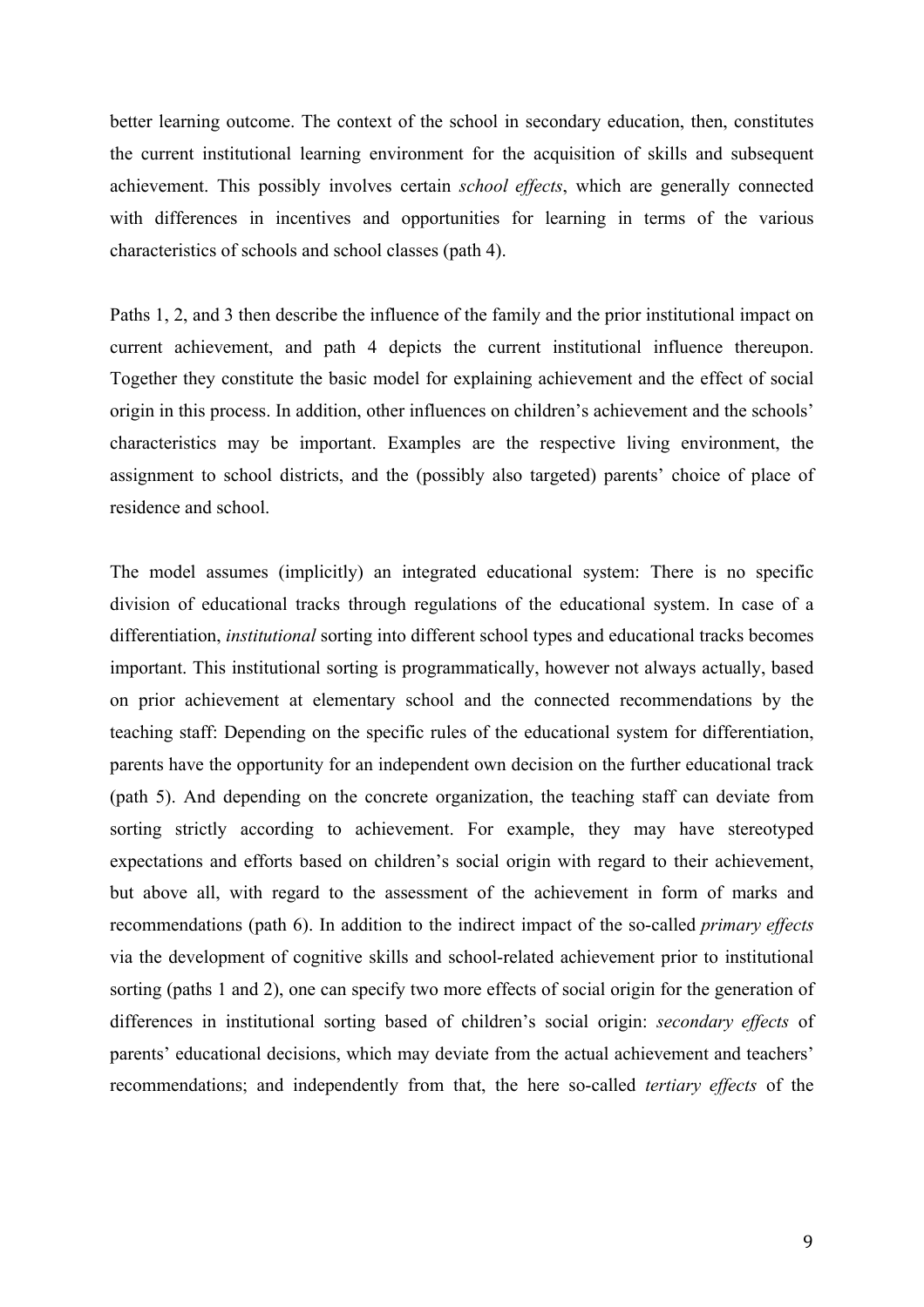better learning outcome. The context of the school in secondary education, then, constitutes the current institutional learning environment for the acquisition of skills and subsequent achievement. This possibly involves certain *school effects*, which are generally connected with differences in incentives and opportunities for learning in terms of the various characteristics of schools and school classes (path 4).

Paths 1, 2, and 3 then describe the influence of the family and the prior institutional impact on current achievement, and path 4 depicts the current institutional influence thereupon. Together they constitute the basic model for explaining achievement and the effect of social origin in this process. In addition, other influences on children's achievement and the schools' characteristics may be important. Examples are the respective living environment, the assignment to school districts, and the (possibly also targeted) parents' choice of place of residence and school.

The model assumes (implicitly) an integrated educational system: There is no specific division of educational tracks through regulations of the educational system. In case of a differentiation, *institutional* sorting into different school types and educational tracks becomes important. This institutional sorting is programmatically, however not always actually, based on prior achievement at elementary school and the connected recommendations by the teaching staff: Depending on the specific rules of the educational system for differentiation, parents have the opportunity for an independent own decision on the further educational track (path 5). And depending on the concrete organization, the teaching staff can deviate from sorting strictly according to achievement. For example, they may have stereotyped expectations and efforts based on children's social origin with regard to their achievement, but above all, with regard to the assessment of the achievement in form of marks and recommendations (path 6). In addition to the indirect impact of the so-called *primary effects* via the development of cognitive skills and school-related achievement prior to institutional sorting (paths 1 and 2), one can specify two more effects of social origin for the generation of differences in institutional sorting based of children's social origin: *secondary effects* of parents' educational decisions, which may deviate from the actual achievement and teachers' recommendations; and independently from that, the here so-called *tertiary effects* of the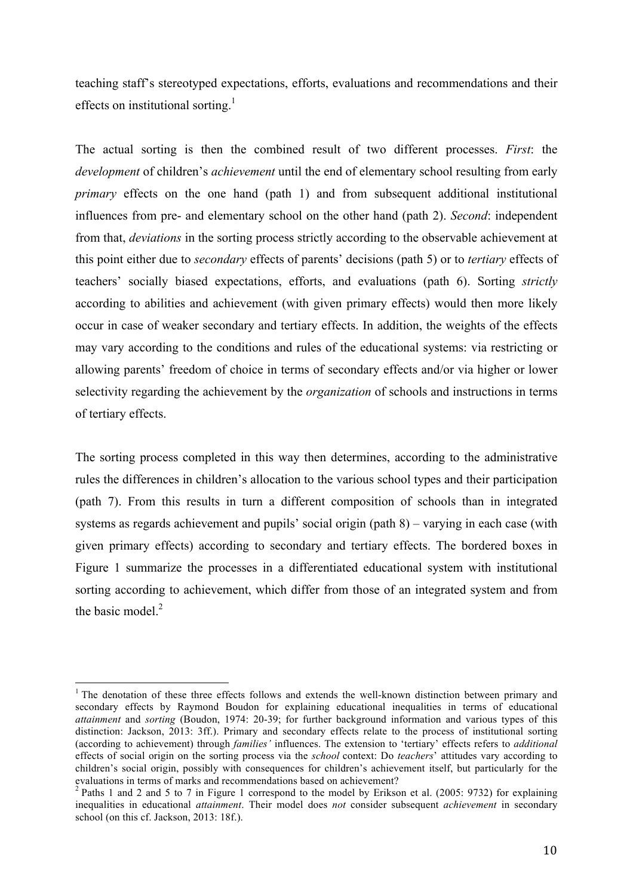teaching staff's stereotyped expectations, efforts, evaluations and recommendations and their effects on institutional sorting.[1]

The actual sorting is then the combined result of two different processes. *First*: the *development* of children's *achievement* until the end of elementary school resulting from early *primary* effects on the one hand (path 1) and from subsequent additional institutional influences from pre- and elementary school on the other hand (path 2). *Second*: independent from that, *deviations* in the sorting process strictly according to the observable achievement at this point either due to *secondary* effects of parents' decisions (path 5) or to *tertiary* effects of teachers' socially biased expectations, efforts, and evaluations (path 6). Sorting *strictly* according to abilities and achievement (with given primary effects) would then more likely occur in case of weaker secondary and tertiary effects. In addition, the weights of the effects may vary according to the conditions and rules of the educational systems: via restricting or allowing parents' freedom of choice in terms of secondary effects and/or via higher or lower selectivity regarding the achievement by the *organization* of schools and instructions in terms of tertiary effects.

The sorting process completed in this way then determines, according to the administrative rules the differences in children's allocation to the various school types and their participation (path 7). From this results in turn a different composition of schools than in integrated systems as regards achievement and pupils' social origin (path 8) – varying in each case (with given primary effects) according to secondary and tertiary effects. The bordered boxes in Figure 1 summarize the processes in a differentiated educational system with institutional sorting according to achievement, which differ from those of an integrated system and from the basic model.[2]

---

[1] The denotation of these three effects follows and extends the well-known distinction between primary and secondary effects by Raymond Boudon for explaining educational inequalities in terms of educational *attainment* and *sorting* (Boudon, 1974: 20-39; for further background information and various types of this distinction: Jackson, 2013: 3ff.). Primary and secondary effects relate to the process of institutional sorting (according to achievement) through *families'* influences. The extension to 'tertiary' effects refers to *additional* effects of social origin on the sorting process via the *school* context: Do *teachers*' attitudes vary according to children's social origin, possibly with consequences for children's achievement itself, but particularly for the evaluations in terms of marks and recommendations based on achievement?

[2] Paths 1 and 2 and 5 to 7 in Figure 1 correspond to the model by Erikson et al. (2005: 9732) for explaining inequalities in educational *attainment*. Their model does *not* consider subsequent *achievement* in secondary school (on this cf. Jackson, 2013: 18f.).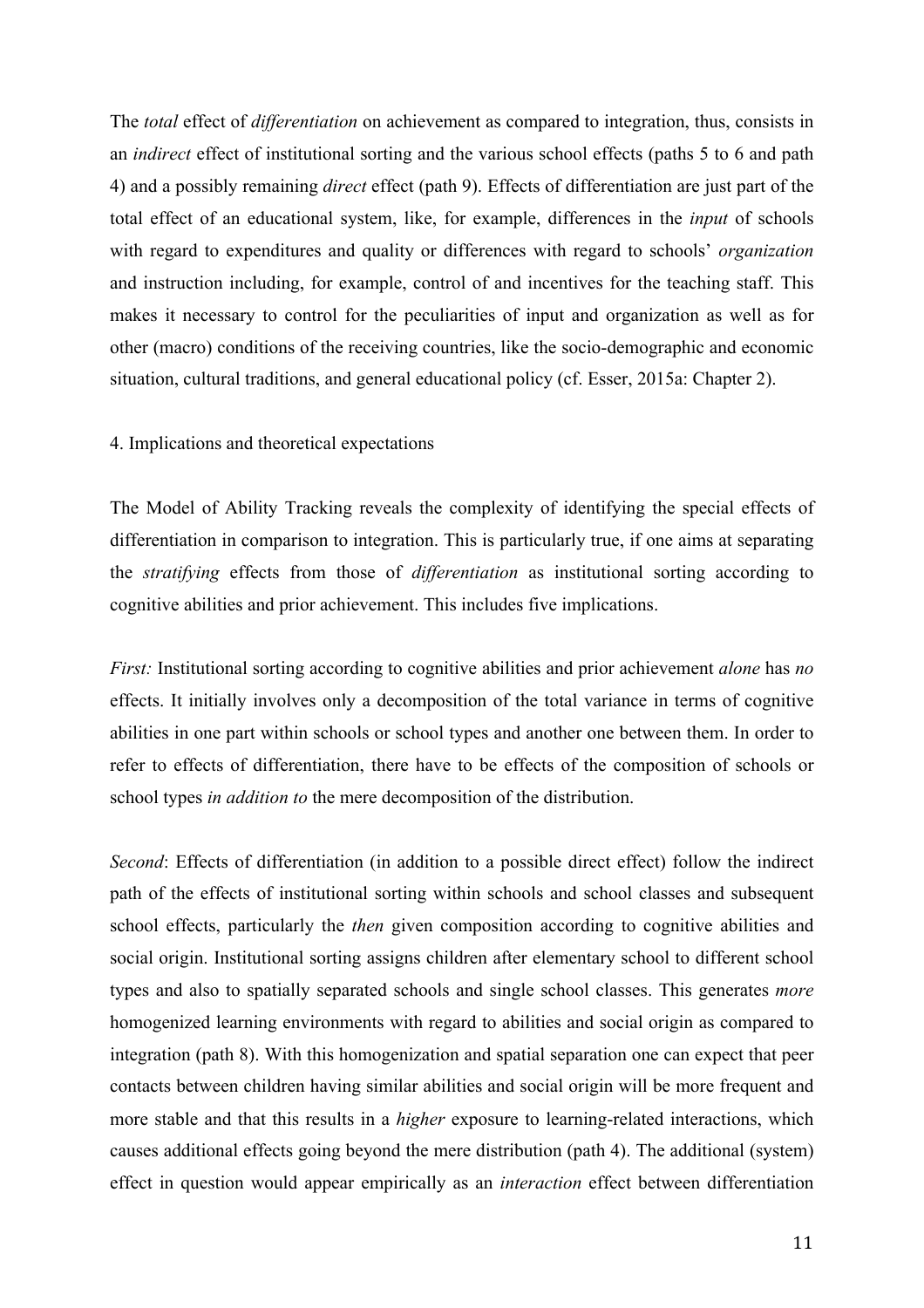The *total* effect of *differentiation* on achievement as compared to integration, thus, consists in an *indirect* effect of institutional sorting and the various school effects (paths 5 to 6 and path 4) and a possibly remaining *direct* effect (path 9). Effects of differentiation are just part of the total effect of an educational system, like, for example, differences in the *input* of schools with regard to expenditures and quality or differences with regard to schools' *organization* and instruction including, for example, control of and incentives for the teaching staff. This makes it necessary to control for the peculiarities of input and organization as well as for other (macro) conditions of the receiving countries, like the socio-demographic and economic situation, cultural traditions, and general educational policy (cf. Esser, 2015a: Chapter 2).

## 4. Implications and theoretical expectations

The Model of Ability Tracking reveals the complexity of identifying the special effects of differentiation in comparison to integration. This is particularly true, if one aims at separating the *stratifying* effects from those of *differentiation* as institutional sorting according to cognitive abilities and prior achievement. This includes five implications.

*First:* Institutional sorting according to cognitive abilities and prior achievement *alone* has *no* effects. It initially involves only a decomposition of the total variance in terms of cognitive abilities in one part within schools or school types and another one between them. In order to refer to effects of differentiation, there have to be effects of the composition of schools or school types *in addition to* the mere decomposition of the distribution.

*Second*: Effects of differentiation (in addition to a possible direct effect) follow the indirect path of the effects of institutional sorting within schools and school classes and subsequent school effects, particularly the *then* given composition according to cognitive abilities and social origin. Institutional sorting assigns children after elementary school to different school types and also to spatially separated schools and single school classes. This generates *more* homogenized learning environments with regard to abilities and social origin as compared to integration (path 8). With this homogenization and spatial separation one can expect that peer contacts between children having similar abilities and social origin will be more frequent and more stable and that this results in a *higher* exposure to learning-related interactions, which causes additional effects going beyond the mere distribution (path 4). The additional (system) effect in question would appear empirically as an *interaction* effect between differentiation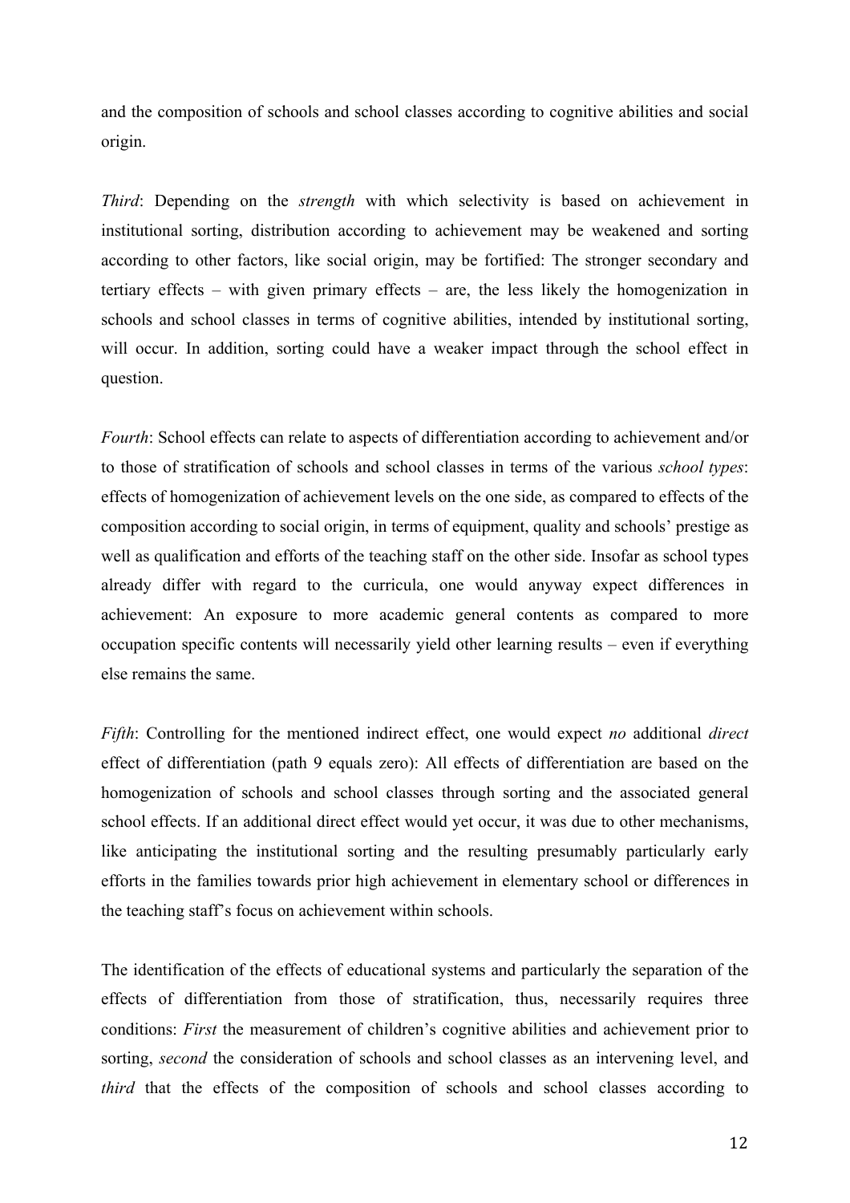and the composition of schools and school classes according to cognitive abilities and social origin.

*Third*: Depending on the *strength* with which selectivity is based on achievement in institutional sorting, distribution according to achievement may be weakened and sorting according to other factors, like social origin, may be fortified: The stronger secondary and tertiary effects – with given primary effects – are, the less likely the homogenization in schools and school classes in terms of cognitive abilities, intended by institutional sorting, will occur. In addition, sorting could have a weaker impact through the school effect in question.

*Fourth*: School effects can relate to aspects of differentiation according to achievement and/or to those of stratification of schools and school classes in terms of the various *school types*: effects of homogenization of achievement levels on the one side, as compared to effects of the composition according to social origin, in terms of equipment, quality and schools' prestige as well as qualification and efforts of the teaching staff on the other side. Insofar as school types already differ with regard to the curricula, one would anyway expect differences in achievement: An exposure to more academic general contents as compared to more occupation specific contents will necessarily yield other learning results – even if everything else remains the same.

*Fifth*: Controlling for the mentioned indirect effect, one would expect *no* additional *direct* effect of differentiation (path 9 equals zero): All effects of differentiation are based on the homogenization of schools and school classes through sorting and the associated general school effects. If an additional direct effect would yet occur, it was due to other mechanisms, like anticipating the institutional sorting and the resulting presumably particularly early efforts in the families towards prior high achievement in elementary school or differences in the teaching staff's focus on achievement within schools.

The identification of the effects of educational systems and particularly the separation of the effects of differentiation from those of stratification, thus, necessarily requires three conditions: *First* the measurement of children's cognitive abilities and achievement prior to sorting, *second* the consideration of schools and school classes as an intervening level, and *third* that the effects of the composition of schools and school classes according to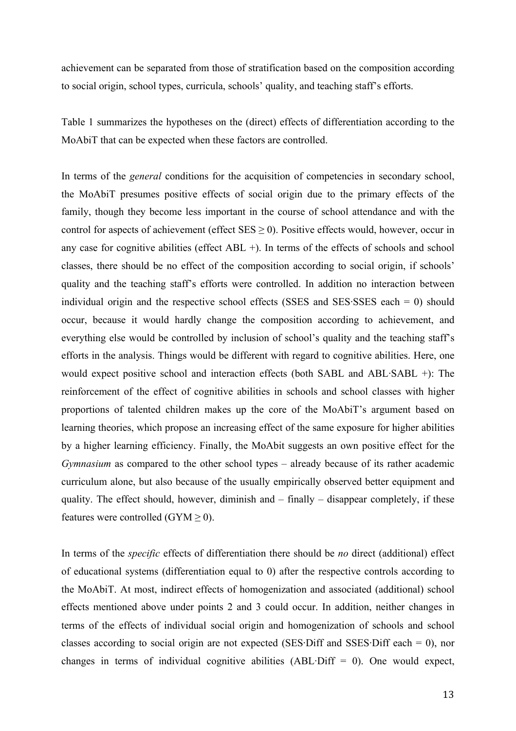achievement can be separated from those of stratification based on the composition according to social origin, school types, curricula, schools' quality, and teaching staff's efforts.

Table 1 summarizes the hypotheses on the (direct) effects of differentiation according to the MoAbiT that can be expected when these factors are controlled.

In terms of the *general* conditions for the acquisition of competencies in secondary school, the MoAbiT presumes positive effects of social origin due to the primary effects of the family, though they become less important in the course of school attendance and with the control for aspects of achievement (effect SES $\geq 0$). Positive effects would, however, occur in any case for cognitive abilities (effect ABL +). In terms of the effects of schools and school classes, there should be no effect of the composition according to social origin, if schools' quality and the teaching staff's efforts were controlled. In addition no interaction between individual origin and the respective school effects (SSES and SES·SSES each = 0) should occur, because it would hardly change the composition according to achievement, and everything else would be controlled by inclusion of school's quality and the teaching staff's efforts in the analysis. Things would be different with regard to cognitive abilities. Here, one would expect positive school and interaction effects (both SABL and ABL·SABL +): The reinforcement of the effect of cognitive abilities in schools and school classes with higher proportions of talented children makes up the core of the MoAbiT's argument based on learning theories, which propose an increasing effect of the same exposure for higher abilities by a higher learning efficiency. Finally, the MoAbit suggests an own positive effect for the *Gymnasium* as compared to the other school types – already because of its rather academic curriculum alone, but also because of the usually empirically observed better equipment and quality. The effect should, however, diminish and – finally – disappear completely, if these features were controlled (GYM $\geq 0$).

In terms of the *specific* effects of differentiation there should be *no* direct (additional) effect of educational systems (differentiation equal to 0) after the respective controls according to the MoAbiT. At most, indirect effects of homogenization and associated (additional) school effects mentioned above under points 2 and 3 could occur. In addition, neither changes in terms of the effects of individual social origin and homogenization of schools and school classes according to social origin are not expected (SES·Diff and SSES·Diff each = 0), nor changes in terms of individual cognitive abilities (ABL·Diff = 0). One would expect,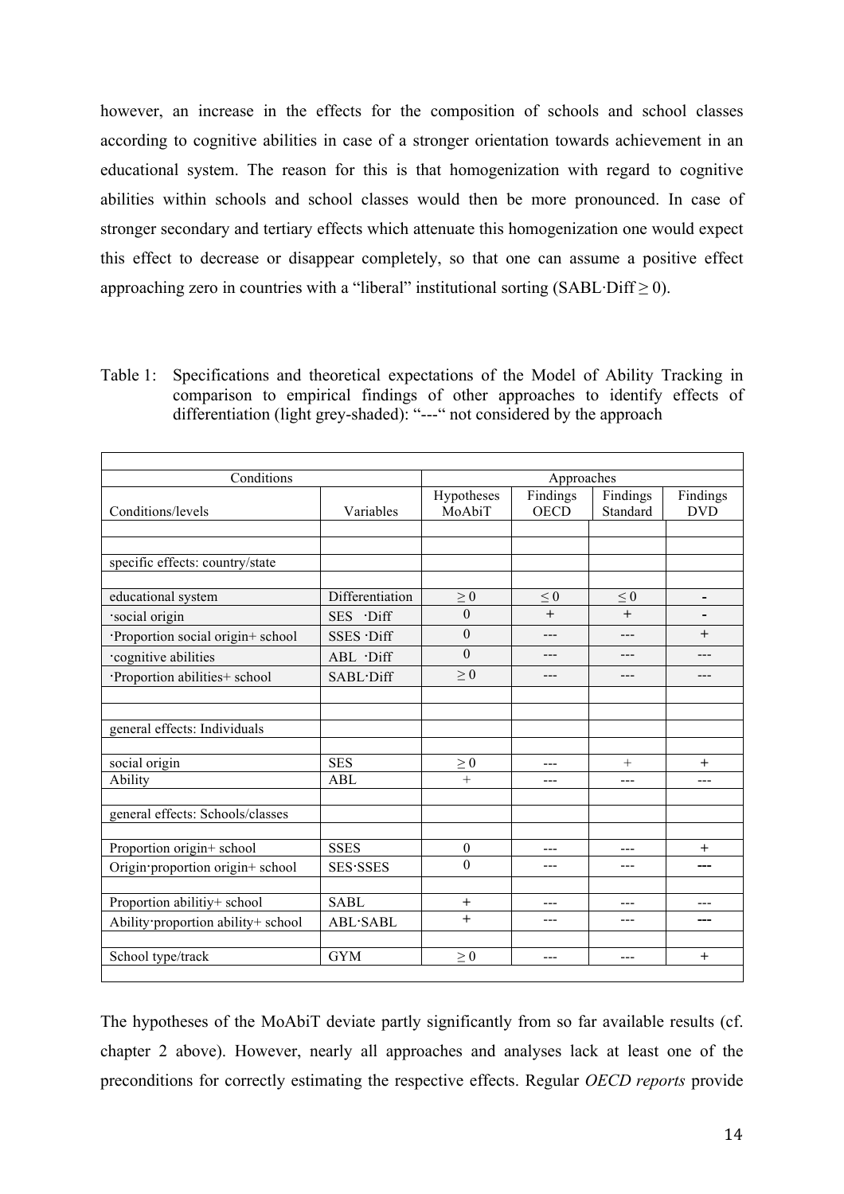however, an increase in the effects for the composition of schools and school classes according to cognitive abilities in case of a stronger orientation towards achievement in an educational system. The reason for this is that homogenization with regard to cognitive abilities within schools and school classes would then be more pronounced. In case of stronger secondary and tertiary effects which attenuate this homogenization one would expect this effect to decrease or disappear completely, so that one can assume a positive effect approaching zero in countries with a "liberal" institutional sorting (SABL·Diff ≥ 0).

Table 1: Specifications and theoretical expectations of the Model of Ability Tracking in comparison to empirical findings of other approaches to identify effects of differentiation (light grey-shaded): "---" not considered by the approach

| Conditions | | Approaches | | | |
|---|---|---|---|---|---|
| Conditions/levels | Variables | Hypotheses MoAbiT | Findings OECD | Findings Standard | Findings DVD |
| specific effects: country/state | | | | | |
| educational system | Differentiation | ≥ 0 | ≤ 0 | ≤ 0 | - |
| ·social origin | SES ·Diff | 0 | + | + | - |
| ·Proportion social origin+ school | SSES ·Diff | 0 | --- | --- | + |
| ·cognitive abilities | ABL ·Diff | 0 | --- | --- | --- |
| ·Proportion abilities+ school | SABL·Diff | ≥ 0 | --- | --- | --- |
| general effects: Individuals | | | | | |
| social origin | SES | ≥ 0 | --- | + | + |
| Ability | ABL | + | --- | --- | --- |
| general effects: Schools/classes | | | | | |
| Proportion origin+ school | SSES | 0 | --- | --- | + |
| Origin·proportion origin+ school | SES·SSES | 0 | --- | --- | --- |
| Proportion abilitiy+ school | SABL | + | --- | --- | --- |
| Ability·proportion ability+ school | ABL·SABL | + | --- | --- | --- |
| School type/track | GYM | ≥ 0 | --- | --- | + |

The hypotheses of the MoAbiT deviate partly significantly from so far available results (cf. chapter 2 above). However, nearly all approaches and analyses lack at least one of the preconditions for correctly estimating the respective effects. Regular *OECD reports* provide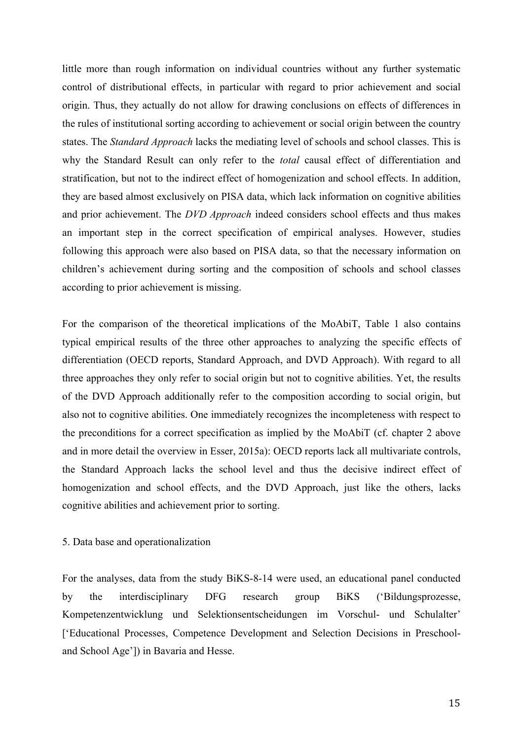little more than rough information on individual countries without any further systematic control of distributional effects, in particular with regard to prior achievement and social origin. Thus, they actually do not allow for drawing conclusions on effects of differences in the rules of institutional sorting according to achievement or social origin between the country states. The *Standard Approach* lacks the mediating level of schools and school classes. This is why the Standard Result can only refer to the *total* causal effect of differentiation and stratification, but not to the indirect effect of homogenization and school effects. In addition, they are based almost exclusively on PISA data, which lack information on cognitive abilities and prior achievement. The *DVD Approach* indeed considers school effects and thus makes an important step in the correct specification of empirical analyses. However, studies following this approach were also based on PISA data, so that the necessary information on children's achievement during sorting and the composition of schools and school classes according to prior achievement is missing.

For the comparison of the theoretical implications of the MoAbiT, Table 1 also contains typical empirical results of the three other approaches to analyzing the specific effects of differentiation (OECD reports, Standard Approach, and DVD Approach). With regard to all three approaches they only refer to social origin but not to cognitive abilities. Yet, the results of the DVD Approach additionally refer to the composition according to social origin, but also not to cognitive abilities. One immediately recognizes the incompleteness with respect to the preconditions for a correct specification as implied by the MoAbiT (cf. chapter 2 above and in more detail the overview in Esser, 2015a): OECD reports lack all multivariate controls, the Standard Approach lacks the school level and thus the decisive indirect effect of homogenization and school effects, and the DVD Approach, just like the others, lacks cognitive abilities and achievement prior to sorting.

## 5. Data base and operationalization

For the analyses, data from the study BiKS-8-14 were used, an educational panel conducted by the interdisciplinary DFG research group BiKS ('Bildungsprozesse, Kompetenzentwicklung und Selektionsentscheidungen im Vorschul- und Schulalter' ['Educational Processes, Competence Development and Selection Decisions in Preschool- and School Age']) in Bavaria and Hesse.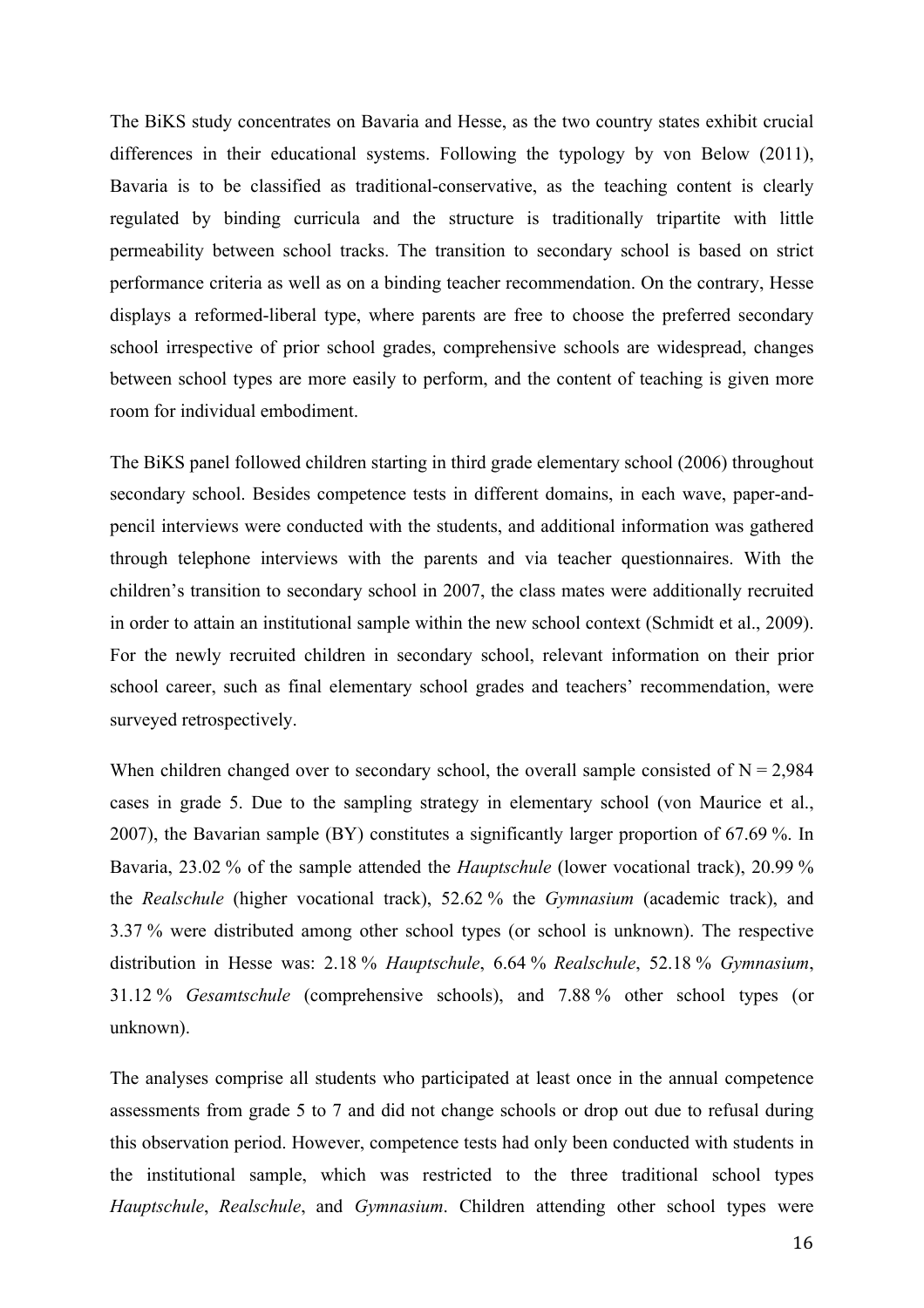The BiKS study concentrates on Bavaria and Hesse, as the two country states exhibit crucial differences in their educational systems. Following the typology by von Below (2011), Bavaria is to be classified as traditional-conservative, as the teaching content is clearly regulated by binding curricula and the structure is traditionally tripartite with little permeability between school tracks. The transition to secondary school is based on strict performance criteria as well as on a binding teacher recommendation. On the contrary, Hesse displays a reformed-liberal type, where parents are free to choose the preferred secondary school irrespective of prior school grades, comprehensive schools are widespread, changes between school types are more easily to perform, and the content of teaching is given more room for individual embodiment.

The BiKS panel followed children starting in third grade elementary school (2006) throughout secondary school. Besides competence tests in different domains, in each wave, paper-and-pencil interviews were conducted with the students, and additional information was gathered through telephone interviews with the parents and via teacher questionnaires. With the children's transition to secondary school in 2007, the class mates were additionally recruited in order to attain an institutional sample within the new school context (Schmidt et al., 2009). For the newly recruited children in secondary school, relevant information on their prior school career, such as final elementary school grades and teachers' recommendation, were surveyed retrospectively.

When children changed over to secondary school, the overall sample consisted of N = 2,984 cases in grade 5. Due to the sampling strategy in elementary school (von Maurice et al., 2007), the Bavarian sample (BY) constitutes a significantly larger proportion of 67.69 %. In Bavaria, 23.02 % of the sample attended the *Hauptschule* (lower vocational track), 20.99 % the *Realschule* (higher vocational track), 52.62 % the *Gymnasium* (academic track), and 3.37 % were distributed among other school types (or school is unknown). The respective distribution in Hesse was: 2.18 % *Hauptschule*, 6.64 % *Realschule*, 52.18 % *Gymnasium*, 31.12 % *Gesamtschule* (comprehensive schools), and 7.88 % other school types (or unknown).

The analyses comprise all students who participated at least once in the annual competence assessments from grade 5 to 7 and did not change schools or drop out due to refusal during this observation period. However, competence tests had only been conducted with students in the institutional sample, which was restricted to the three traditional school types *Hauptschule*, *Realschule*, and *Gymnasium*. Children attending other school types were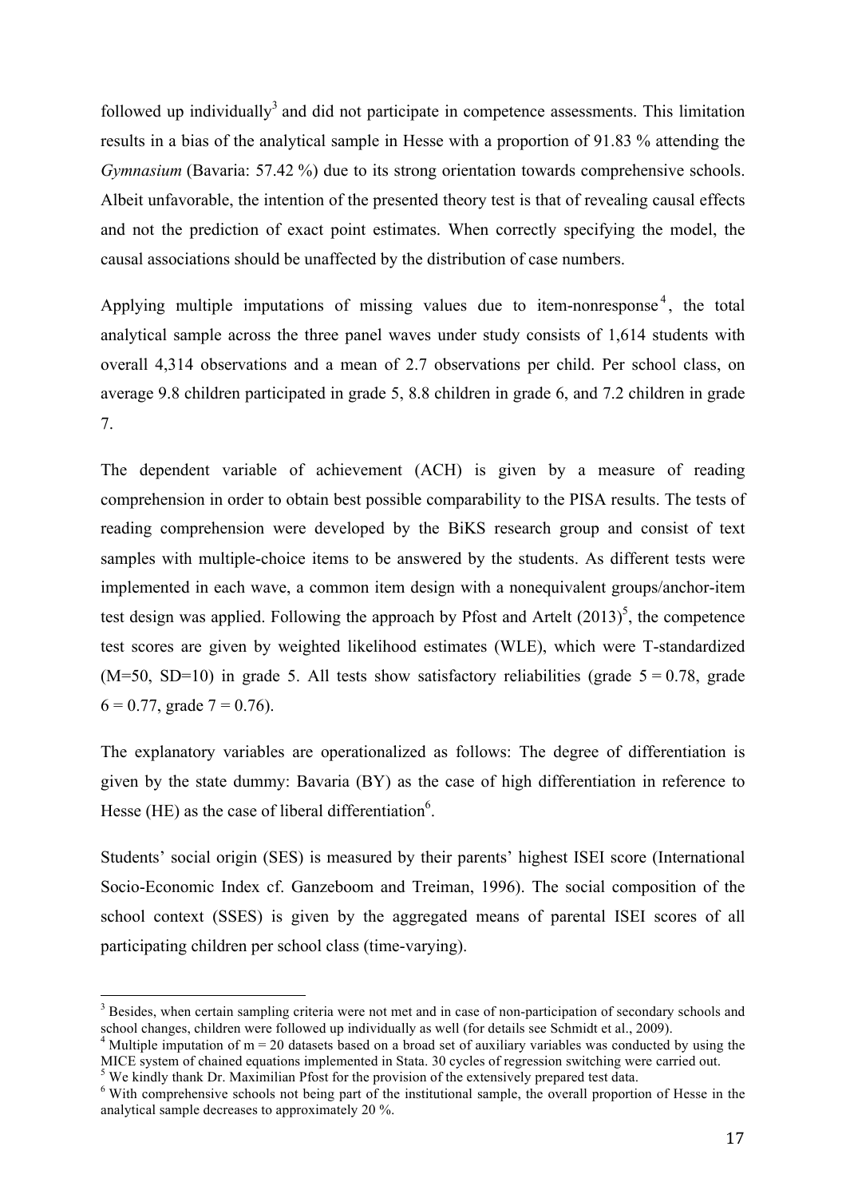followed up individually[3] and did not participate in competence assessments. This limitation results in a bias of the analytical sample in Hesse with a proportion of 91.83 % attending the *Gymnasium* (Bavaria: 57.42 %) due to its strong orientation towards comprehensive schools. Albeit unfavorable, the intention of the presented theory test is that of revealing causal effects and not the prediction of exact point estimates. When correctly specifying the model, the causal associations should be unaffected by the distribution of case numbers.

Applying multiple imputations of missing values due to item-nonresponse[4], the total analytical sample across the three panel waves under study consists of 1,614 students with overall 4,314 observations and a mean of 2.7 observations per child. Per school class, on average 9.8 children participated in grade 5, 8.8 children in grade 6, and 7.2 children in grade 7.

The dependent variable of achievement (ACH) is given by a measure of reading comprehension in order to obtain best possible comparability to the PISA results. The tests of reading comprehension were developed by the BiKS research group and consist of text samples with multiple-choice items to be answered by the students. As different tests were implemented in each wave, a common item design with a nonequivalent groups/anchor-item test design was applied. Following the approach by Pfost and Artelt (2013)[5], the competence test scores are given by weighted likelihood estimates (WLE), which were T-standardized (M=50, SD=10) in grade 5. All tests show satisfactory reliabilities (grade 5 = 0.78, grade 6 = 0.77, grade 7 = 0.76).

The explanatory variables are operationalized as follows: The degree of differentiation is given by the state dummy: Bavaria (BY) as the case of high differentiation in reference to Hesse (HE) as the case of liberal differentiation[6].

Students' social origin (SES) is measured by their parents' highest ISEI score (International Socio-Economic Index cf. Ganzeboom and Treiman, 1996). The social composition of the school context (SSES) is given by the aggregated means of parental ISEI scores of all participating children per school class (time-varying).

---

[3] Besides, when certain sampling criteria were not met and in case of non-participation of secondary schools and school changes, children were followed up individually as well (for details see Schmidt et al., 2009).

[4] Multiple imputation of m = 20 datasets based on a broad set of auxiliary variables was conducted by using the MICE system of chained equations implemented in Stata. 30 cycles of regression switching were carried out.

[5] We kindly thank Dr. Maximilian Pfost for the provision of the extensively prepared test data.

[6] With comprehensive schools not being part of the institutional sample, the overall proportion of Hesse in the analytical sample decreases to approximately 20 %.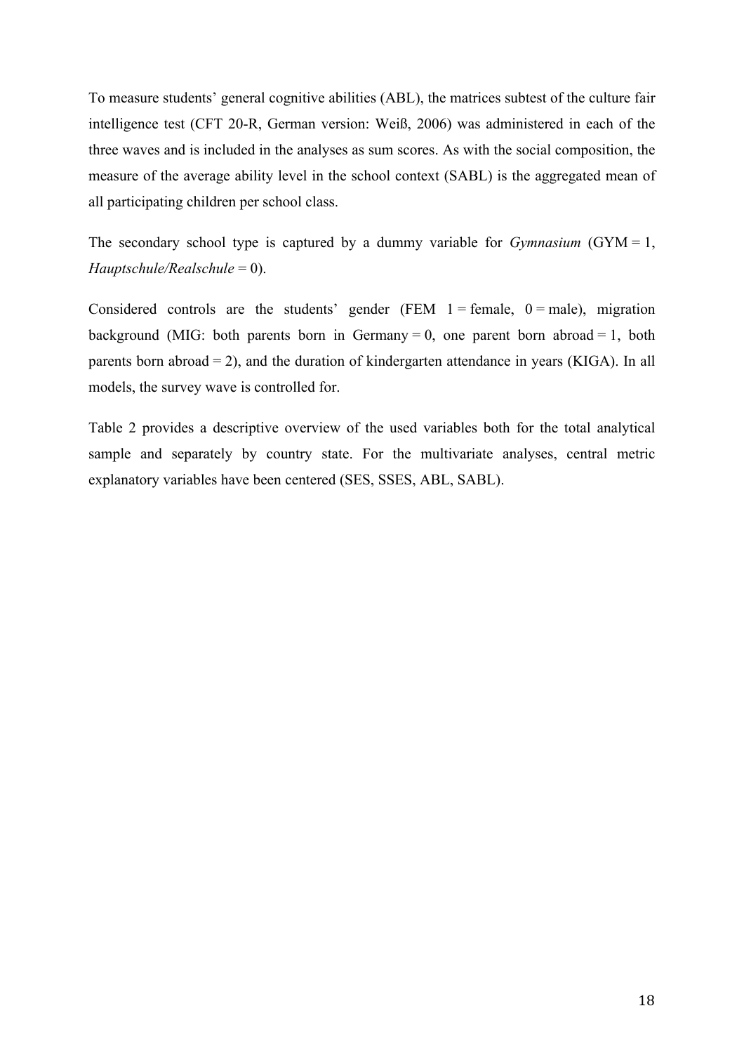To measure students' general cognitive abilities (ABL), the matrices subtest of the culture fair intelligence test (CFT 20-R, German version: Weiß, 2006) was administered in each of the three waves and is included in the analyses as sum scores. As with the social composition, the measure of the average ability level in the school context (SABL) is the aggregated mean of all participating children per school class.

The secondary school type is captured by a dummy variable for *Gymnasium* (GYM = 1, *Hauptschule/Realschule* = 0).

Considered controls are the students' gender (FEM 1 = female, 0 = male), migration background (MIG: both parents born in Germany = 0, one parent born abroad = 1, both parents born abroad = 2), and the duration of kindergarten attendance in years (KIGA). In all models, the survey wave is controlled for.

Table 2 provides a descriptive overview of the used variables both for the total analytical sample and separately by country state. For the multivariate analyses, central metric explanatory variables have been centered (SES, SSES, ABL, SABL).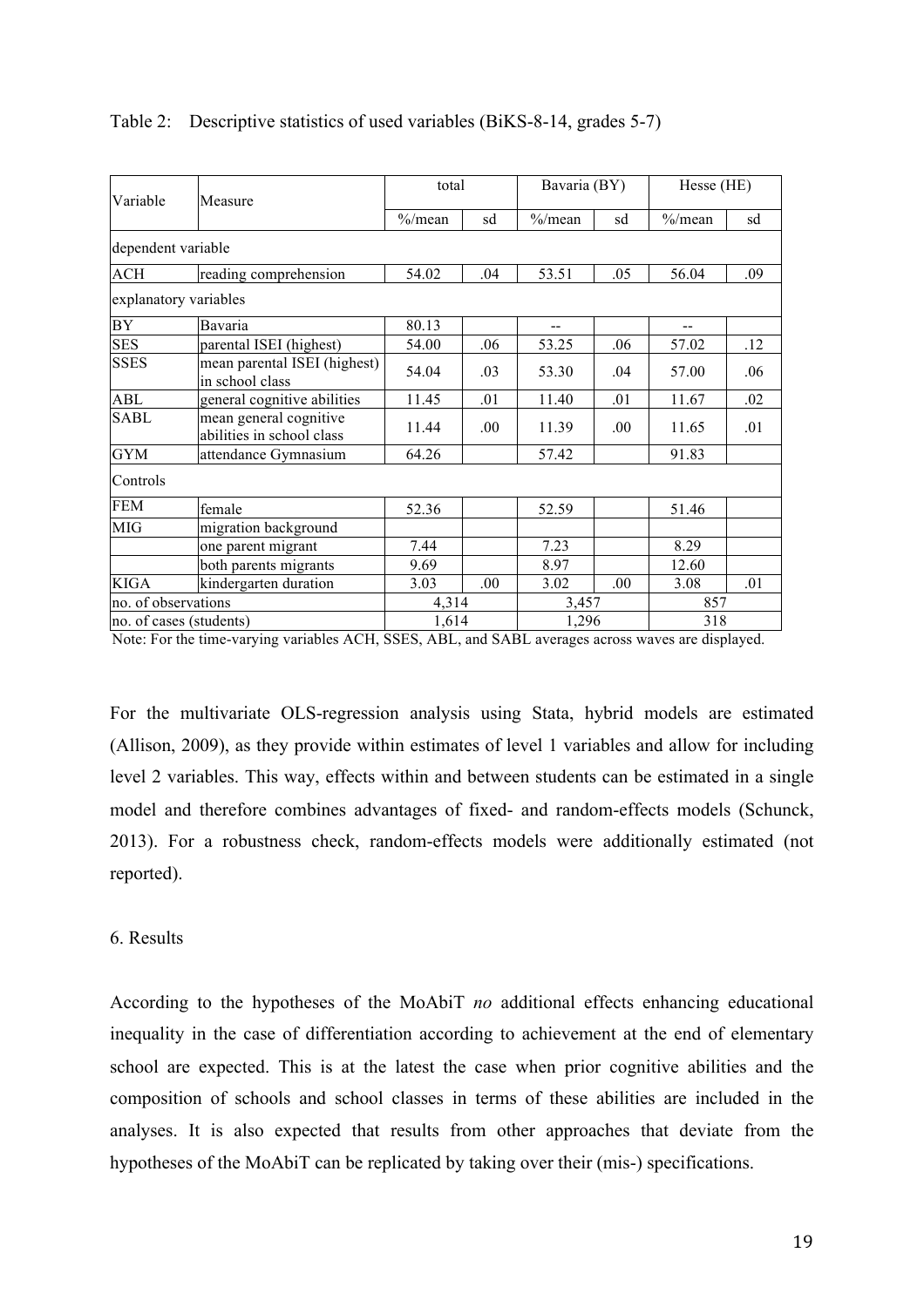Table 2: Descriptive statistics of used variables (BiKS-8-14, grades 5-7)

| Variable | Measure | total | | Bavaria (BY) | | Hesse (HE) | |
|---|---|---|---|---|---|---|---|
| | | %/mean | sd | %/mean | sd | %/mean | sd |
| dependent variable | | | | | | | |
| ACH | reading comprehension | 54.02 | .04 | 53.51 | .05 | 56.04 | .09 |
| explanatory variables | | | | | | | |
| BY | Bavaria | 80.13 | | -- | | -- | |
| SES | parental ISEI (highest) | 54.00 | .06 | 53.25 | .06 | 57.02 | .12 |
| SSES | mean parental ISEI (highest) in school class | 54.04 | .03 | 53.30 | .04 | 57.00 | .06 |
| ABL | general cognitive abilities | 11.45 | .01 | 11.40 | .01 | 11.67 | .02 |
| SABL | mean general cognitive abilities in school class | 11.44 | .00 | 11.39 | .00 | 11.65 | .01 |
| GYM | attendance Gymnasium | 64.26 | | 57.42 | | 91.83 | |
| Controls | | | | | | | |
| FEM | female | 52.36 | | 52.59 | | 51.46 | |
| MIG | migration background | | | | | | |
| | one parent migrant | 7.44 | | 7.23 | | 8.29 | |
| | both parents migrants | 9.69 | | 8.97 | | 12.60 | |
| KIGA | kindergarten duration | 3.03 | .00 | 3.02 | .00 | 3.08 | .01 |
| no. of observations | | 4,314 | | 3,457 | | 857 | |
| no. of cases (students) | | 1,614 | | 1,296 | | 318 | |

Note: For the time-varying variables ACH, SSES, ABL, and SABL averages across waves are displayed.

For the multivariate OLS-regression analysis using Stata, hybrid models are estimated (Allison, 2009), as they provide within estimates of level 1 variables and allow for including level 2 variables. This way, effects within and between students can be estimated in a single model and therefore combines advantages of fixed- and random-effects models (Schunck, 2013). For a robustness check, random-effects models were additionally estimated (not reported).

## 6. Results

According to the hypotheses of the MoAbiT *no* additional effects enhancing educational inequality in the case of differentiation according to achievement at the end of elementary school are expected. This is at the latest the case when prior cognitive abilities and the composition of schools and school classes in terms of these abilities are included in the analyses. It is also expected that results from other approaches that deviate from the hypotheses of the MoAbiT can be replicated by taking over their (mis-) specifications.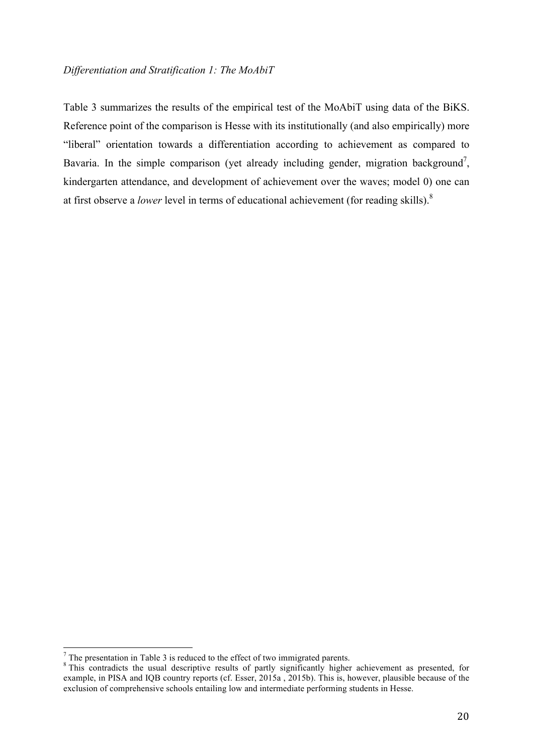*Differentiation and Stratification 1: The MoAbiT*

Table 3 summarizes the results of the empirical test of the MoAbiT using data of the BiKS. Reference point of the comparison is Hesse with its institutionally (and also empirically) more “liberal” orientation towards a differentiation according to achievement as compared to Bavaria. In the simple comparison (yet already including gender, migration background[7], kindergarten attendance, and development of achievement over the waves; model 0) one can at first observe a *lower* level in terms of educational achievement (for reading skills).[8]

---

[7] The presentation in Table 3 is reduced to the effect of two immigrated parents.

[8] This contradicts the usual descriptive results of partly significantly higher achievement as presented, for example, in PISA and IQB country reports (cf. Esser, 2015a , 2015b). This is, however, plausible because of the exclusion of comprehensive schools entailing low and intermediate performing students in Hesse.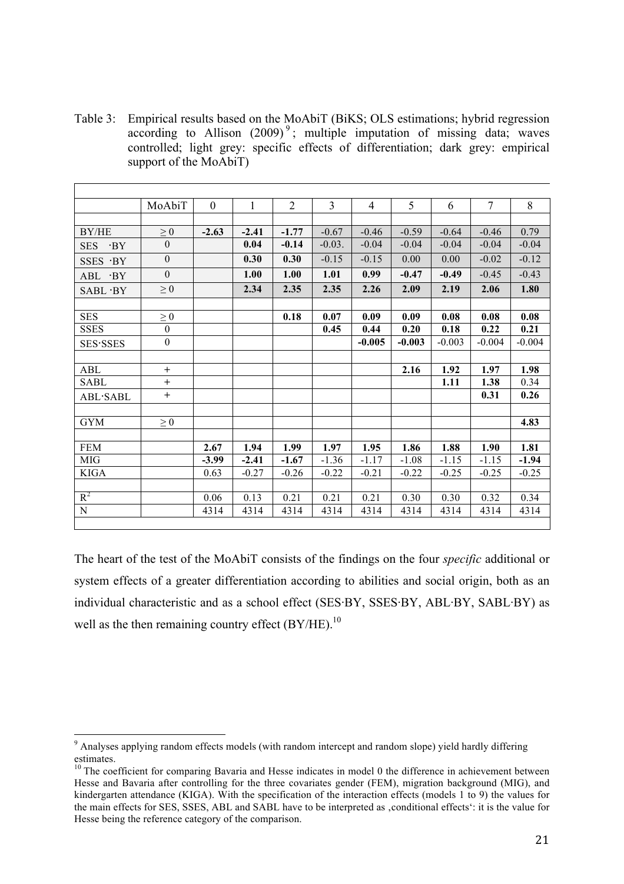Table 3: Empirical results based on the MoAbiT (BiKS; OLS estimations; hybrid regression according to Allison (2009)[9]; multiple imputation of missing data; waves controlled; light grey: specific effects of differentiation; dark grey: empirical support of the MoAbiT)

| | MoAbiT | 0 | 1 | 2 | 3 | 4 | 5 | 6 | 7 | 8 |
|---|---|---|---|---|---|---|---|---|---|---|
| BY/HE | ≥ 0 | **-2.63** | **-2.41** | **-1.77** | -0.67 | -0.46 | -0.59 | -0.64 | -0.46 | 0.79 |
| SES ·BY | 0 | | **0.04** | **-0.14** | -0.03. | -0.04 | -0.04 | -0.04 | -0.04 | -0.04 |
| SSES ·BY | 0 | | **0.30** | **0.30** | -0.15 | -0.15 | 0.00 | 0.00 | -0.02 | -0.12 |
| ABL ·BY | 0 | | **1.00** | **1.00** | **1.01** | **0.99** | **-0.47** | **-0.49** | -0.45 | -0.43 |
| SABL ·BY | ≥ 0 | | **2.34** | **2.35** | **2.35** | **2.26** | **2.09** | **2.19** | **2.06** | **1.80** |
| | | | | | | | | | | |
| SES | ≥ 0 | | | **0.18** | **0.07** | **0.09** | **0.09** | **0.08** | **0.08** | **0.08** |
| SSES | 0 | | | | **0.45** | **0.44** | **0.20** | **0.18** | **0.22** | **0.21** |
| SES·SSES | 0 | | | | | **-0.005** | **-0.003** | -0.003 | -0.004 | -0.004 |
| | | | | | | | | | | |
| ABL | + | | | | | | **2.16** | **1.92** | **1.97** | **1.98** |
| SABL | + | | | | | | | **1.11** | **1.38** | 0.34 |
| ABL·SABL | + | | | | | | | | **0.31** | **0.26** |
| | | | | | | | | | | |
| GYM | ≥ 0 | | | | | | | | | **4.83** |
| | | | | | | | | | | |
| FEM | | **2.67** | **1.94** | **1.99** | **1.97** | **1.95** | **1.86** | **1.88** | **1.90** | **1.81** |
| MIG | | **-3.99** | **-2.41** | **-1.67** | -1.36 | -1.17 | -1.08 | -1.15 | -1.15 | **-1.94** |
| KIGA | | 0.63 | -0.27 | -0.26 | -0.22 | -0.21 | -0.22 | -0.25 | -0.25 | -0.25 |
| | | | | | | | | | | |
| $R^2$ | | 0.06 | 0.13 | 0.21 | 0.21 | 0.21 | 0.30 | 0.30 | 0.32 | 0.34 |
| N | | 4314 | 4314 | 4314 | 4314 | 4314 | 4314 | 4314 | 4314 | 4314 |

The heart of the test of the MoAbiT consists of the findings on the four *specific* additional or system effects of a greater differentiation according to abilities and social origin, both as an individual characteristic and as a school effect (SES·BY, SSES·BY, ABL·BY, SABL·BY) as well as the then remaining country effect (BY/HE).[10]

[9] Analyses applying random effects models (with random intercept and random slope) yield hardly differing estimates.

[10] The coefficient for comparing Bavaria and Hesse indicates in model 0 the difference in achievement between Hesse and Bavaria after controlling for the three covariates gender (FEM), migration background (MIG), and kindergarten attendance (KIGA). With the specification of the interaction effects (models 1 to 9) the values for the main effects for SES, SSES, ABL and SABL have to be interpreted as ‚conditional effects': it is the value for Hesse being the reference category of the comparison.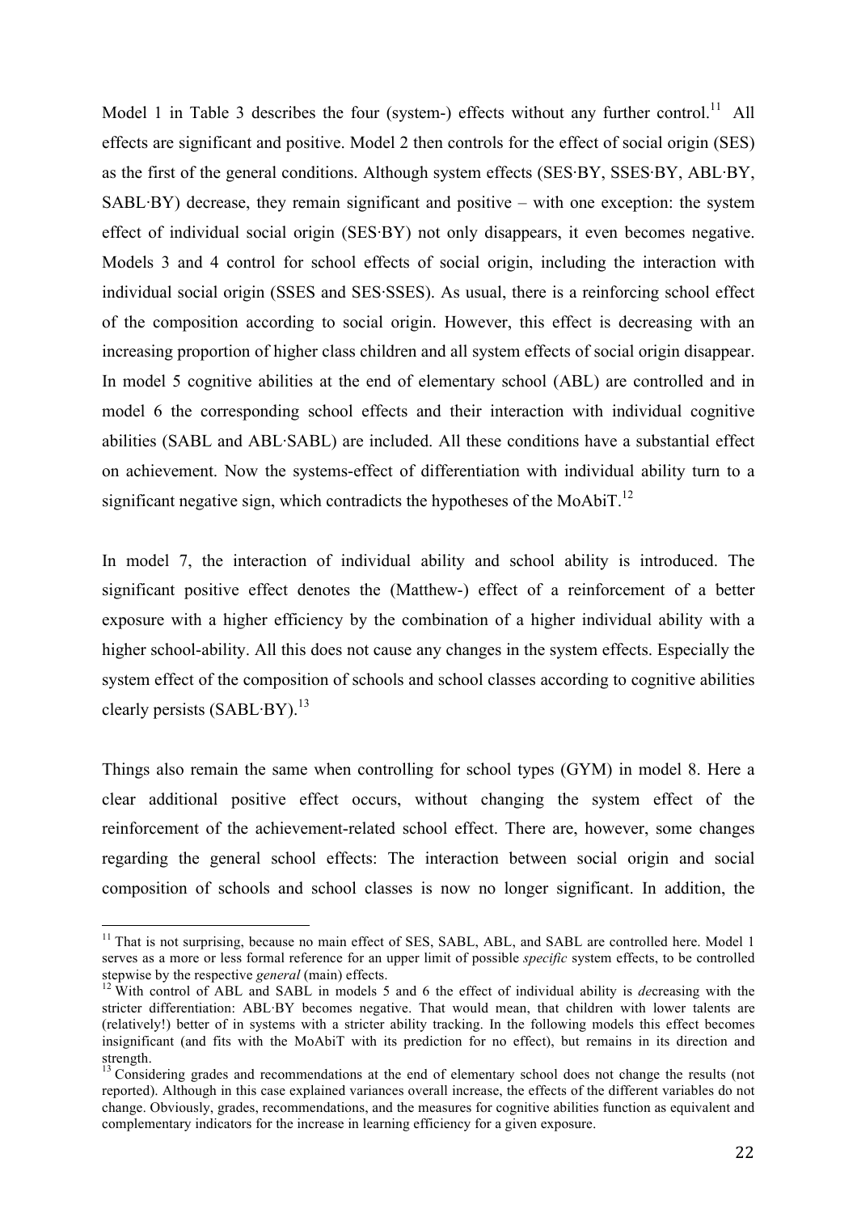Model 1 in Table 3 describes the four (system-) effects without any further control.[11] All effects are significant and positive. Model 2 then controls for the effect of social origin (SES) as the first of the general conditions. Although system effects (SES·BY, SSES·BY, ABL·BY, SABL·BY) decrease, they remain significant and positive – with one exception: the system effect of individual social origin (SES·BY) not only disappears, it even becomes negative. Models 3 and 4 control for school effects of social origin, including the interaction with individual social origin (SSES and SES·SSES). As usual, there is a reinforcing school effect of the composition according to social origin. However, this effect is decreasing with an increasing proportion of higher class children and all system effects of social origin disappear. In model 5 cognitive abilities at the end of elementary school (ABL) are controlled and in model 6 the corresponding school effects and their interaction with individual cognitive abilities (SABL and ABL·SABL) are included. All these conditions have a substantial effect on achievement. Now the systems-effect of differentiation with individual ability turn to a significant negative sign, which contradicts the hypotheses of the MoAbiT.[12]

In model 7, the interaction of individual ability and school ability is introduced. The significant positive effect denotes the (Matthew-) effect of a reinforcement of a better exposure with a higher efficiency by the combination of a higher individual ability with a higher school-ability. All this does not cause any changes in the system effects. Especially the system effect of the composition of schools and school classes according to cognitive abilities clearly persists (SABL·BY).[13]

Things also remain the same when controlling for school types (GYM) in model 8. Here a clear additional positive effect occurs, without changing the system effect of the reinforcement of the achievement-related school effect. There are, however, some changes regarding the general school effects: The interaction between social origin and social composition of schools and school classes is now no longer significant. In addition, the

---

[11] That is not surprising, because no main effect of SES, SABL, ABL, and SABL are controlled here. Model 1 serves as a more or less formal reference for an upper limit of possible *specific* system effects, to be controlled stepwise by the respective *general* (main) effects.

[12] With control of ABL and SABL in models 5 and 6 the effect of individual ability is *de*creasing with the stricter differentiation: ABL·BY becomes negative. That would mean, that children with lower talents are (relatively!) better of in systems with a stricter ability tracking. In the following models this effect becomes insignificant (and fits with the MoAbiT with its prediction for no effect), but remains in its direction and strength.

[13] Considering grades and recommendations at the end of elementary school does not change the results (not reported). Although in this case explained variances overall increase, the effects of the different variables do not change. Obviously, grades, recommendations, and the measures for cognitive abilities function as equivalent and complementary indicators for the increase in learning efficiency for a given exposure.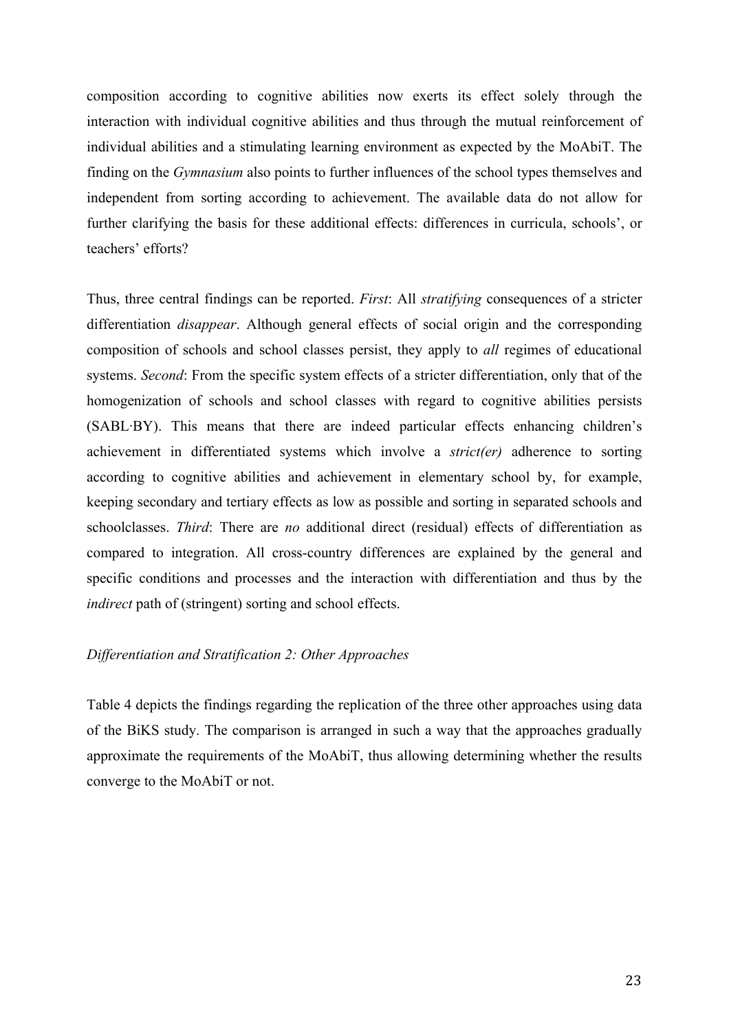composition according to cognitive abilities now exerts its effect solely through the interaction with individual cognitive abilities and thus through the mutual reinforcement of individual abilities and a stimulating learning environment as expected by the MoAbiT. The finding on the *Gymnasium* also points to further influences of the school types themselves and independent from sorting according to achievement. The available data do not allow for further clarifying the basis for these additional effects: differences in curricula, schools', or teachers' efforts?

Thus, three central findings can be reported. *First*: All *stratifying* consequences of a stricter differentiation *disappear*. Although general effects of social origin and the corresponding composition of schools and school classes persist, they apply to *all* regimes of educational systems. *Second*: From the specific system effects of a stricter differentiation, only that of the homogenization of schools and school classes with regard to cognitive abilities persists (SABL·BY). This means that there are indeed particular effects enhancing children's achievement in differentiated systems which involve a *strict(er)* adherence to sorting according to cognitive abilities and achievement in elementary school by, for example, keeping secondary and tertiary effects as low as possible and sorting in separated schools and schoolclasses. *Third*: There are *no* additional direct (residual) effects of differentiation as compared to integration. All cross-country differences are explained by the general and specific conditions and processes and the interaction with differentiation and thus by the *indirect* path of (stringent) sorting and school effects.

### *Differentiation and Stratification 2: Other Approaches*

Table 4 depicts the findings regarding the replication of the three other approaches using data of the BiKS study. The comparison is arranged in such a way that the approaches gradually approximate the requirements of the MoAbiT, thus allowing determining whether the results converge to the MoAbiT or not.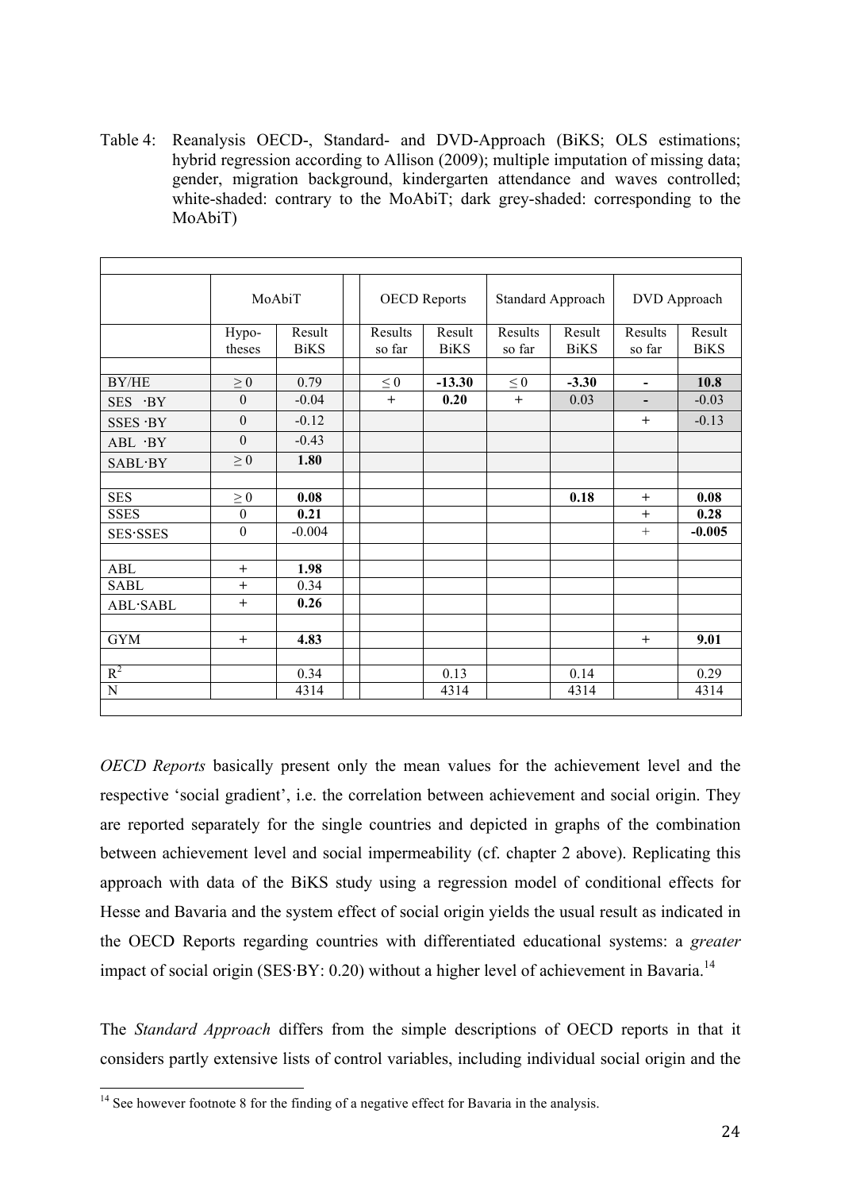Table 4: Reanalysis OECD-, Standard- and DVD-Approach (BiKS; OLS estimations; hybrid regression according to Allison (2009); multiple imputation of missing data; gender, migration background, kindergarten attendance and waves controlled; white-shaded: contrary to the MoAbiT; dark grey-shaded: corresponding to the MoAbiT)

| | MoAbiT | | OECD Reports | | Standard Approach | | DVD Approach | |
|---|---|---|---|---|---|---|---|---|
| | Hypo-theses | Result BiKS | Results so far | Result BiKS | Results so far | Result BiKS | Results so far | Result BiKS |
| BY/HE | ≥ 0 | 0.79 | ≤ 0 | **-13.30** | ≤ 0 | **-3.30** | - | **10.8** |
| SES ·BY | 0 | -0.04 | + | **0.20** | + | 0.03 | - | -0.03 |
| SSES ·BY | 0 | -0.12 | | | | | + | -0.13 |
| ABL ·BY | 0 | -0.43 | | | | | | |
| SABL·BY | ≥ 0 | **1.80** | | | | | | |
| | | | | | | | | |
| SES | ≥ 0 | **0.08** | | | | **0.18** | + | **0.08** |
| SSES | 0 | **0.21** | | | | | + | **0.28** |
| SES·SSES | 0 | -0.004 | | | | | + | **-0.005** |
| | | | | | | | | |
| ABL | + | **1.98** | | | | | | |
| SABL | + | 0.34 | | | | | | |
| ABL·SABL | + | **0.26** | | | | | | |
| | | | | | | | | |
| GYM | + | **4.83** | | | | | + | **9.01** |
| | | | | | | | | |
| $R^2$ | | 0.34 | | 0.13 | | 0.14 | | 0.29 |
| N | | 4314 | | 4314 | | 4314 | | 4314 |

*OECD Reports* basically present only the mean values for the achievement level and the respective 'social gradient', i.e. the correlation between achievement and social origin. They are reported separately for the single countries and depicted in graphs of the combination between achievement level and social impermeability (cf. chapter 2 above). Replicating this approach with data of the BiKS study using a regression model of conditional effects for Hesse and Bavaria and the system effect of social origin yields the usual result as indicated in the OECD Reports regarding countries with differentiated educational systems: a *greater* impact of social origin (SES·BY: 0.20) without a higher level of achievement in Bavaria.[14]

The *Standard Approach* differs from the simple descriptions of OECD reports in that it considers partly extensive lists of control variables, including individual social origin and the

[14] See however footnote 8 for the finding of a negative effect for Bavaria in the analysis.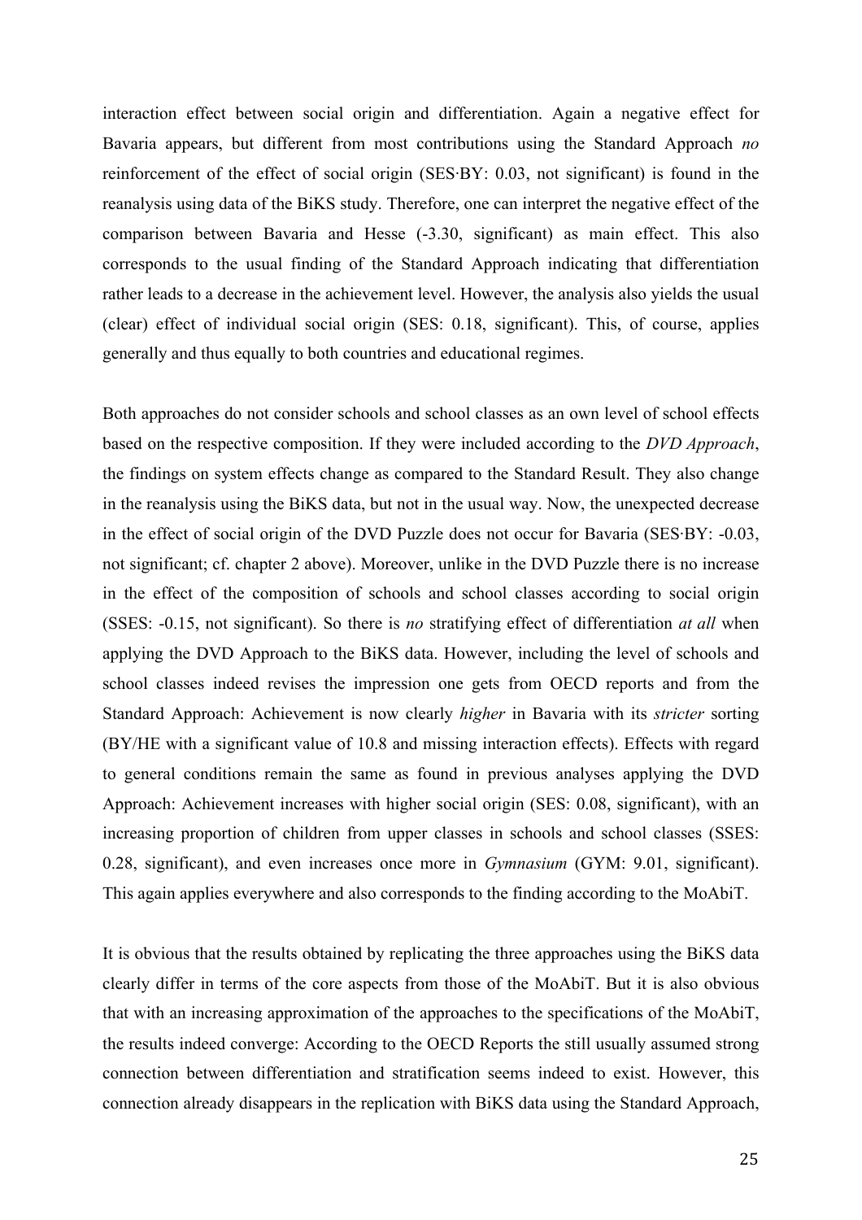interaction effect between social origin and differentiation. Again a negative effect for Bavaria appears, but different from most contributions using the Standard Approach *no* reinforcement of the effect of social origin (SES·BY: 0.03, not significant) is found in the reanalysis using data of the BiKS study. Therefore, one can interpret the negative effect of the comparison between Bavaria and Hesse (-3.30, significant) as main effect. This also corresponds to the usual finding of the Standard Approach indicating that differentiation rather leads to a decrease in the achievement level. However, the analysis also yields the usual (clear) effect of individual social origin (SES: 0.18, significant). This, of course, applies generally and thus equally to both countries and educational regimes.

Both approaches do not consider schools and school classes as an own level of school effects based on the respective composition. If they were included according to the *DVD Approach*, the findings on system effects change as compared to the Standard Result. They also change in the reanalysis using the BiKS data, but not in the usual way. Now, the unexpected decrease in the effect of social origin of the DVD Puzzle does not occur for Bavaria (SES·BY: -0.03, not significant; cf. chapter 2 above). Moreover, unlike in the DVD Puzzle there is no increase in the effect of the composition of schools and school classes according to social origin (SSES: -0.15, not significant). So there is *no* stratifying effect of differentiation *at all* when applying the DVD Approach to the BiKS data. However, including the level of schools and school classes indeed revises the impression one gets from OECD reports and from the Standard Approach: Achievement is now clearly *higher* in Bavaria with its *stricter* sorting (BY/HE with a significant value of 10.8 and missing interaction effects). Effects with regard to general conditions remain the same as found in previous analyses applying the DVD Approach: Achievement increases with higher social origin (SES: 0.08, significant), with an increasing proportion of children from upper classes in schools and school classes (SSES: 0.28, significant), and even increases once more in *Gymnasium* (GYM: 9.01, significant). This again applies everywhere and also corresponds to the finding according to the MoAbiT.

It is obvious that the results obtained by replicating the three approaches using the BiKS data clearly differ in terms of the core aspects from those of the MoAbiT. But it is also obvious that with an increasing approximation of the approaches to the specifications of the MoAbiT, the results indeed converge: According to the OECD Reports the still usually assumed strong connection between differentiation and stratification seems indeed to exist. However, this connection already disappears in the replication with BiKS data using the Standard Approach,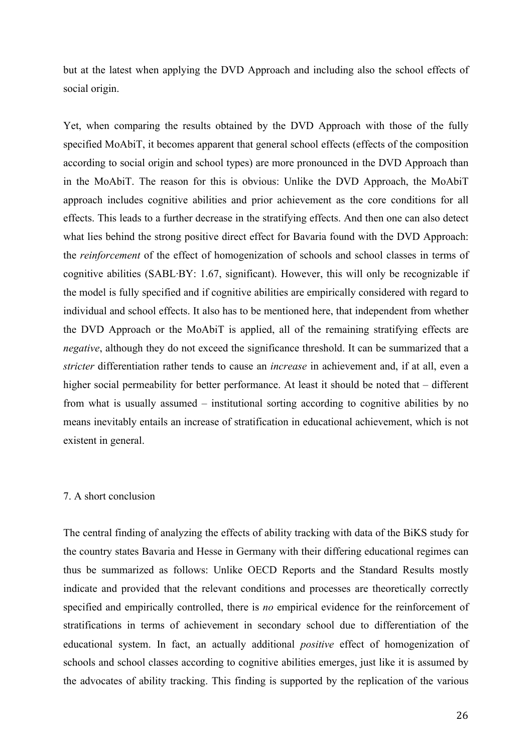but at the latest when applying the DVD Approach and including also the school effects of social origin.

Yet, when comparing the results obtained by the DVD Approach with those of the fully specified MoAbiT, it becomes apparent that general school effects (effects of the composition according to social origin and school types) are more pronounced in the DVD Approach than in the MoAbiT. The reason for this is obvious: Unlike the DVD Approach, the MoAbiT approach includes cognitive abilities and prior achievement as the core conditions for all effects. This leads to a further decrease in the stratifying effects. And then one can also detect what lies behind the strong positive direct effect for Bavaria found with the DVD Approach: the *reinforcement* of the effect of homogenization of schools and school classes in terms of cognitive abilities (SABL·BY: 1.67, significant). However, this will only be recognizable if the model is fully specified and if cognitive abilities are empirically considered with regard to individual and school effects. It also has to be mentioned here, that independent from whether the DVD Approach or the MoAbiT is applied, all of the remaining stratifying effects are *negative*, although they do not exceed the significance threshold. It can be summarized that a *stricter* differentiation rather tends to cause an *increase* in achievement and, if at all, even a higher social permeability for better performance. At least it should be noted that – different from what is usually assumed – institutional sorting according to cognitive abilities by no means inevitably entails an increase of stratification in educational achievement, which is not existent in general.

## 7. A short conclusion

The central finding of analyzing the effects of ability tracking with data of the BiKS study for the country states Bavaria and Hesse in Germany with their differing educational regimes can thus be summarized as follows: Unlike OECD Reports and the Standard Results mostly indicate and provided that the relevant conditions and processes are theoretically correctly specified and empirically controlled, there is *no* empirical evidence for the reinforcement of stratifications in terms of achievement in secondary school due to differentiation of the educational system. In fact, an actually additional *positive* effect of homogenization of schools and school classes according to cognitive abilities emerges, just like it is assumed by the advocates of ability tracking. This finding is supported by the replication of the various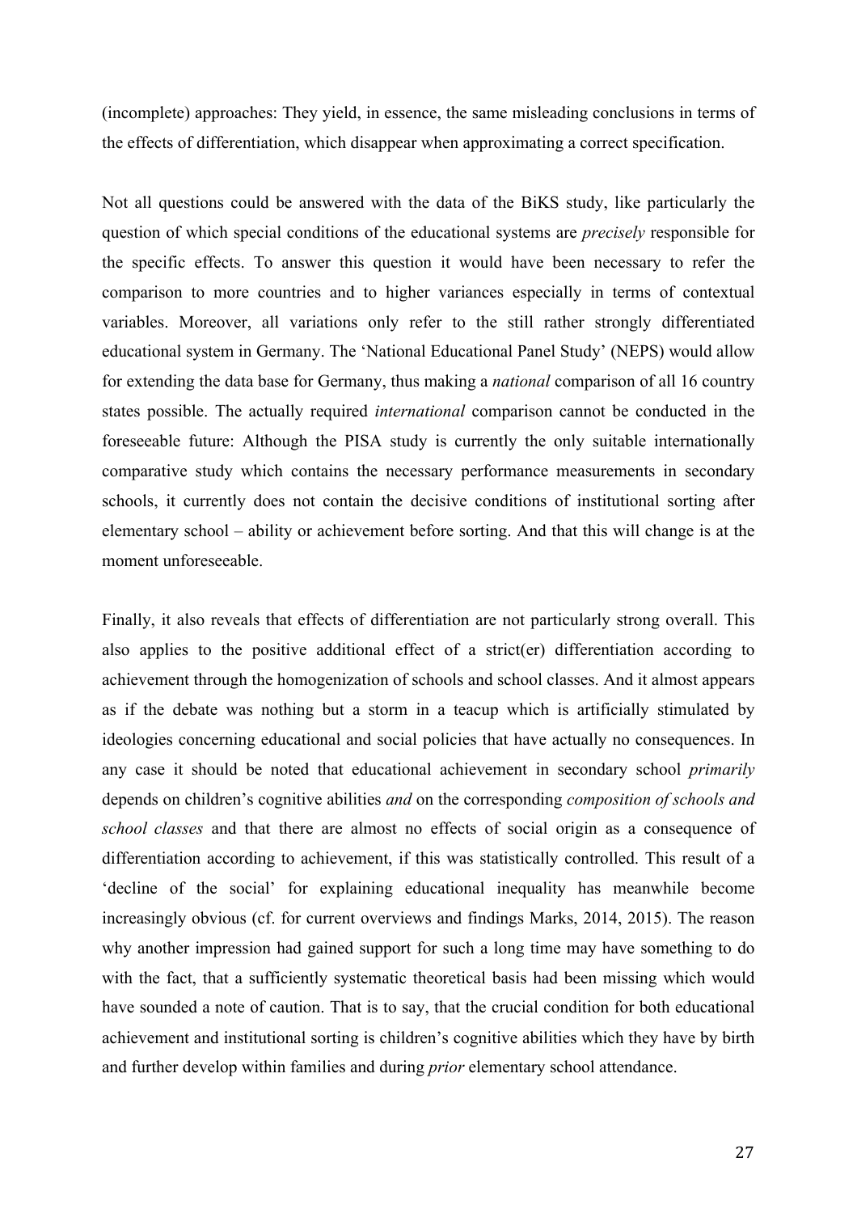(incomplete) approaches: They yield, in essence, the same misleading conclusions in terms of the effects of differentiation, which disappear when approximating a correct specification.

Not all questions could be answered with the data of the BiKS study, like particularly the question of which special conditions of the educational systems are *precisely* responsible for the specific effects. To answer this question it would have been necessary to refer the comparison to more countries and to higher variances especially in terms of contextual variables. Moreover, all variations only refer to the still rather strongly differentiated educational system in Germany. The 'National Educational Panel Study' (NEPS) would allow for extending the data base for Germany, thus making a *national* comparison of all 16 country states possible. The actually required *international* comparison cannot be conducted in the foreseeable future: Although the PISA study is currently the only suitable internationally comparative study which contains the necessary performance measurements in secondary schools, it currently does not contain the decisive conditions of institutional sorting after elementary school – ability or achievement before sorting. And that this will change is at the moment unforeseeable.

Finally, it also reveals that effects of differentiation are not particularly strong overall. This also applies to the positive additional effect of a strict(er) differentiation according to achievement through the homogenization of schools and school classes. And it almost appears as if the debate was nothing but a storm in a teacup which is artificially stimulated by ideologies concerning educational and social policies that have actually no consequences. In any case it should be noted that educational achievement in secondary school *primarily* depends on children's cognitive abilities *and* on the corresponding *composition of schools and school classes* and that there are almost no effects of social origin as a consequence of differentiation according to achievement, if this was statistically controlled. This result of a 'decline of the social' for explaining educational inequality has meanwhile become increasingly obvious (cf. for current overviews and findings Marks, 2014, 2015). The reason why another impression had gained support for such a long time may have something to do with the fact, that a sufficiently systematic theoretical basis had been missing which would have sounded a note of caution. That is to say, that the crucial condition for both educational achievement and institutional sorting is children's cognitive abilities which they have by birth and further develop within families and during *prior* elementary school attendance.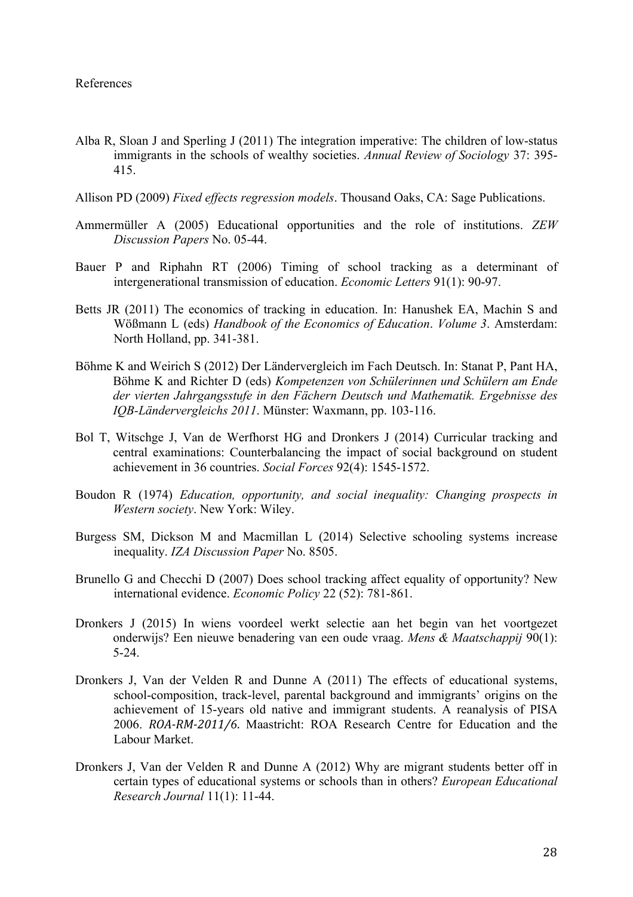References

Alba R, Sloan J and Sperling J (2011) The integration imperative: The children of low-status immigrants in the schools of wealthy societies. *Annual Review of Sociology* 37: 395-415.

Allison PD (2009) *Fixed effects regression models*. Thousand Oaks, CA: Sage Publications.

Ammermüller A (2005) Educational opportunities and the role of institutions. *ZEW Discussion Papers* No. 05-44.

Bauer P and Riphahn RT (2006) Timing of school tracking as a determinant of intergenerational transmission of education. *Economic Letters* 91(1): 90-97.

Betts JR (2011) The economics of tracking in education. In: Hanushek EA, Machin S and Wößmann L (eds) *Handbook of the Economics of Education*. *Volume 3*. Amsterdam: North Holland, pp. 341-381.

Böhme K and Weirich S (2012) Der Ländervergleich im Fach Deutsch. In: Stanat P, Pant HA, Böhme K and Richter D (eds) *Kompetenzen von Schülerinnen und Schülern am Ende der vierten Jahrgangsstufe in den Fächern Deutsch und Mathematik. Ergebnisse des IQB-Ländervergleichs 2011*. Münster: Waxmann, pp. 103-116.

Bol T, Witschge J, Van de Werfhorst HG and Dronkers J (2014) Curricular tracking and central examinations: Counterbalancing the impact of social background on student achievement in 36 countries. *Social Forces* 92(4): 1545-1572.

Boudon R (1974) *Education, opportunity, and social inequality: Changing prospects in Western society*. New York: Wiley.

Burgess SM, Dickson M and Macmillan L (2014) Selective schooling systems increase inequality. *IZA Discussion Paper* No. 8505.

Brunello G and Checchi D (2007) Does school tracking affect equality of opportunity? New international evidence. *Economic Policy* 22 (52): 781-861.

Dronkers J (2015) In wiens voordeel werkt selectie aan het begin van het voortgezet onderwijs? Een nieuwe benadering van een oude vraag. *Mens & Maatschappij* 90(1): 5-24.

Dronkers J, Van der Velden R and Dunne A (2011) The effects of educational systems, school-composition, track-level, parental background and immigrants' origins on the achievement of 15-years old native and immigrant students. A reanalysis of PISA 2006. *ROA-RM-2011/6*. Maastricht: ROA Research Centre for Education and the Labour Market.

Dronkers J, Van der Velden R and Dunne A (2012) Why are migrant students better off in certain types of educational systems or schools than in others? *European Educational Research Journal* 11(1): 11-44.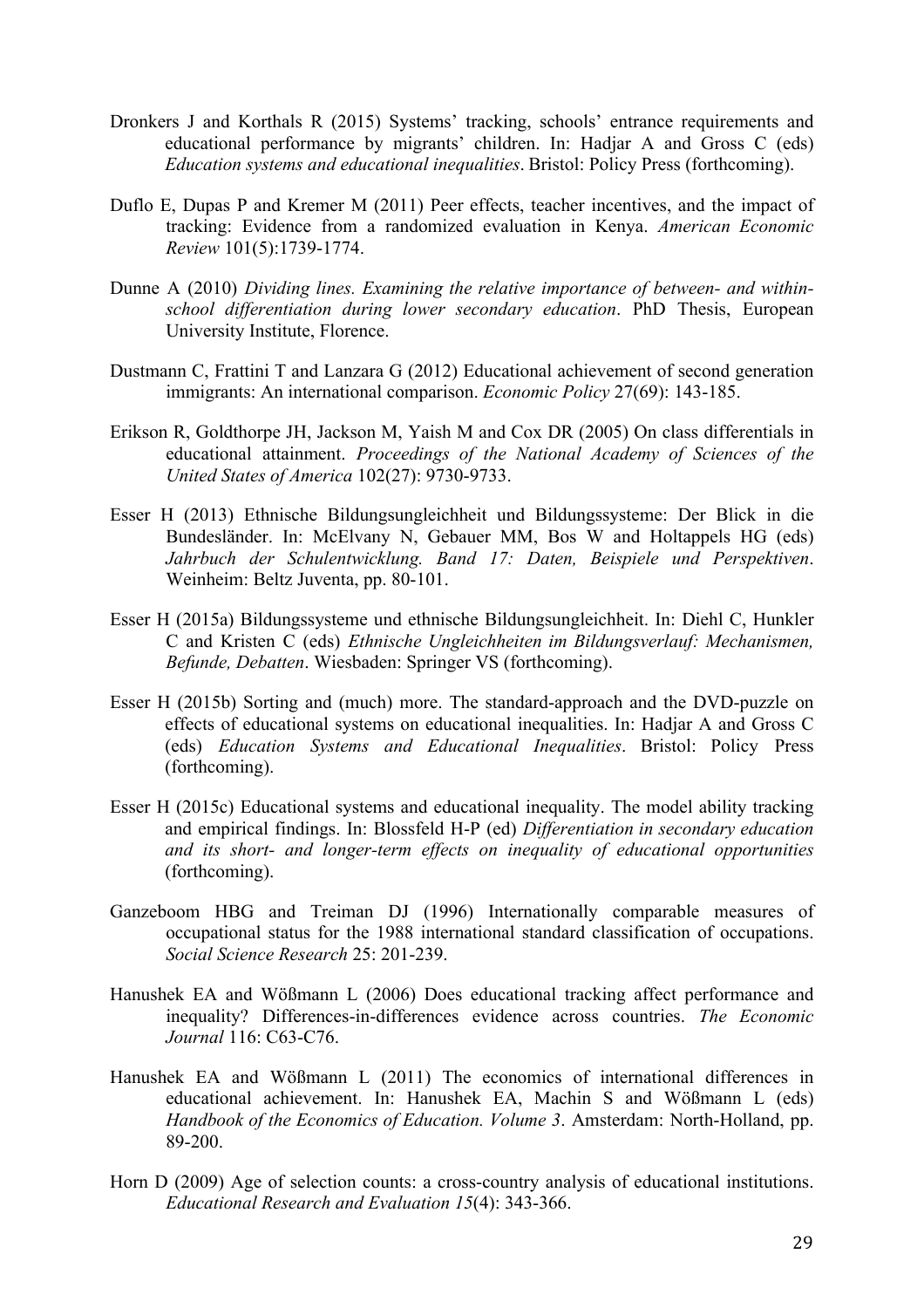Dronkers J and Korthals R (2015) Systems' tracking, schools' entrance requirements and educational performance by migrants' children. In: Hadjar A and Gross C (eds) *Education systems and educational inequalities*. Bristol: Policy Press (forthcoming).

Duflo E, Dupas P and Kremer M (2011) Peer effects, teacher incentives, and the impact of tracking: Evidence from a randomized evaluation in Kenya. *American Economic Review* 101(5):1739-1774.

Dunne A (2010) *Dividing lines. Examining the relative importance of between- and within-school differentiation during lower secondary education*. PhD Thesis, European University Institute, Florence.

Dustmann C, Frattini T and Lanzara G (2012) Educational achievement of second generation immigrants: An international comparison. *Economic Policy* 27(69): 143-185.

Erikson R, Goldthorpe JH, Jackson M, Yaish M and Cox DR (2005) On class differentials in educational attainment. *Proceedings of the National Academy of Sciences of the United States of America* 102(27): 9730-9733.

Esser H (2013) Ethnische Bildungsungleichheit und Bildungssysteme: Der Blick in die Bundesländer. In: McElvany N, Gebauer MM, Bos W and Holtappels HG (eds) *Jahrbuch der Schulentwicklung. Band 17: Daten, Beispiele und Perspektiven*. Weinheim: Beltz Juventa, pp. 80-101.

Esser H (2015a) Bildungssysteme und ethnische Bildungsungleichheit. In: Diehl C, Hunkler C and Kristen C (eds) *Ethnische Ungleichheiten im Bildungsverlauf: Mechanismen, Befunde, Debatten*. Wiesbaden: Springer VS (forthcoming).

Esser H (2015b) Sorting and (much) more. The standard-approach and the DVD-puzzle on effects of educational systems on educational inequalities. In: Hadjar A and Gross C (eds) *Education Systems and Educational Inequalities*. Bristol: Policy Press (forthcoming).

Esser H (2015c) Educational systems and educational inequality. The model ability tracking and empirical findings. In: Blossfeld H-P (ed) *Differentiation in secondary education and its short- and longer-term effects on inequality of educational opportunities* (forthcoming).

Ganzeboom HBG and Treiman DJ (1996) Internationally comparable measures of occupational status for the 1988 international standard classification of occupations. *Social Science Research* 25: 201-239.

Hanushek EA and Wößmann L (2006) Does educational tracking affect performance and inequality? Differences-in-differences evidence across countries. *The Economic Journal* 116: C63-C76.

Hanushek EA and Wößmann L (2011) The economics of international differences in educational achievement. In: Hanushek EA, Machin S and Wößmann L (eds) *Handbook of the Economics of Education. Volume 3*. Amsterdam: North-Holland, pp. 89-200.

Horn D (2009) Age of selection counts: a cross-country analysis of educational institutions. *Educational Research and Evaluation 15*(4): 343-366.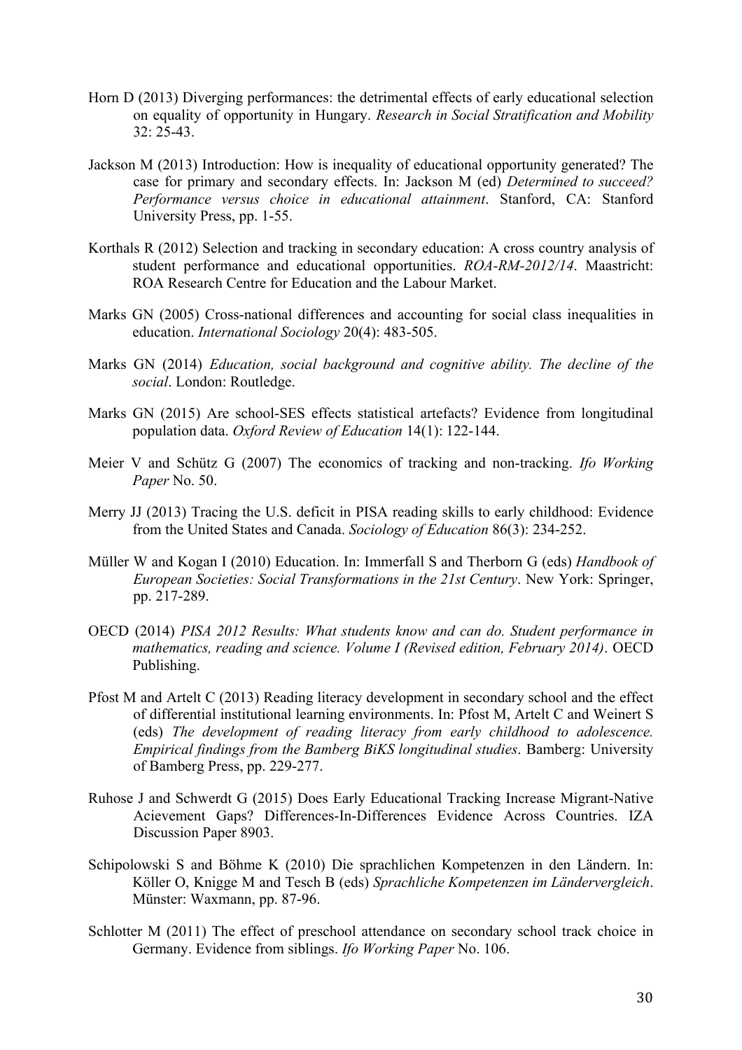Horn D (2013) Diverging performances: the detrimental effects of early educational selection on equality of opportunity in Hungary. *Research in Social Stratification and Mobility* 32: 25-43.

Jackson M (2013) Introduction: How is inequality of educational opportunity generated? The case for primary and secondary effects. In: Jackson M (ed) *Determined to succeed? Performance versus choice in educational attainment*. Stanford, CA: Stanford University Press, pp. 1-55.

Korthals R (2012) Selection and tracking in secondary education: A cross country analysis of student performance and educational opportunities. *ROA-RM-2012/14*. Maastricht: ROA Research Centre for Education and the Labour Market.

Marks GN (2005) Cross-national differences and accounting for social class inequalities in education. *International Sociology* 20(4): 483-505.

Marks GN (2014) *Education, social background and cognitive ability. The decline of the social*. London: Routledge.

Marks GN (2015) Are school-SES effects statistical artefacts? Evidence from longitudinal population data. *Oxford Review of Education* 14(1): 122-144.

Meier V and Schütz G (2007) The economics of tracking and non-tracking. *Ifo Working Paper* No. 50.

Merry JJ (2013) Tracing the U.S. deficit in PISA reading skills to early childhood: Evidence from the United States and Canada. *Sociology of Education* 86(3): 234-252.

Müller W and Kogan I (2010) Education. In: Immerfall S and Therborn G (eds) *Handbook of European Societies: Social Transformations in the 21st Century*. New York: Springer, pp. 217-289.

OECD (2014) *PISA 2012 Results: What students know and can do. Student performance in mathematics, reading and science. Volume I (Revised edition, February 2014)*. OECD Publishing.

Pfost M and Artelt C (2013) Reading literacy development in secondary school and the effect of differential institutional learning environments. In: Pfost M, Artelt C and Weinert S (eds) *The development of reading literacy from early childhood to adolescence. Empirical findings from the Bamberg BiKS longitudinal studies*. Bamberg: University of Bamberg Press, pp. 229-277.

Ruhose J and Schwerdt G (2015) Does Early Educational Tracking Increase Migrant-Native Acievement Gaps? Differences-In-Differences Evidence Across Countries. IZA Discussion Paper 8903.

Schipolowski S and Böhme K (2010) Die sprachlichen Kompetenzen in den Ländern. In: Köller O, Knigge M and Tesch B (eds) *Sprachliche Kompetenzen im Ländervergleich*. Münster: Waxmann, pp. 87-96.

Schlotter M (2011) The effect of preschool attendance on secondary school track choice in Germany. Evidence from siblings. *Ifo Working Paper* No. 106.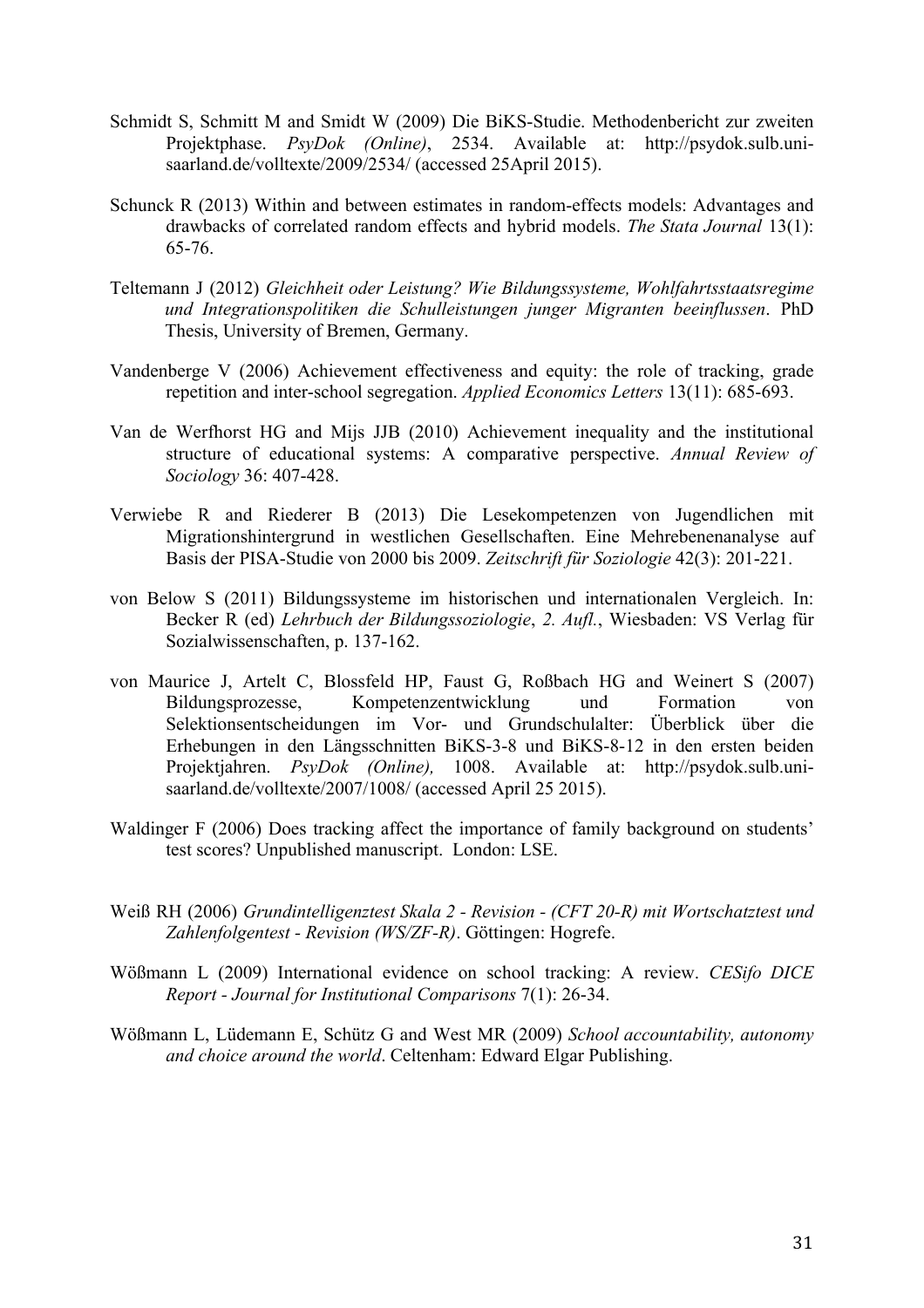Schmidt S, Schmitt M and Smidt W (2009) Die BiKS-Studie. Methodenbericht zur zweiten Projektphase. *PsyDok (Online)*, 2534. Available at: http://psydok.sulb.uni-saarland.de/volltexte/2009/2534/ (accessed 25April 2015).

Schunck R (2013) Within and between estimates in random-effects models: Advantages and drawbacks of correlated random effects and hybrid models. *The Stata Journal* 13(1): 65-76.

Teltemann J (2012) *Gleichheit oder Leistung? Wie Bildungssysteme, Wohlfahrtsstaatsregime und Integrationspolitiken die Schulleistungen junger Migranten beeinflussen*. PhD Thesis, University of Bremen, Germany.

Vandenberge V (2006) Achievement effectiveness and equity: the role of tracking, grade repetition and inter-school segregation. *Applied Economics Letters* 13(11): 685-693.

Van de Werfhorst HG and Mijs JJB (2010) Achievement inequality and the institutional structure of educational systems: A comparative perspective. *Annual Review of Sociology* 36: 407-428.

Verwiebe R and Riederer B (2013) Die Lesekompetenzen von Jugendlichen mit Migrationshintergrund in westlichen Gesellschaften. Eine Mehrebenenanalyse auf Basis der PISA-Studie von 2000 bis 2009. *Zeitschrift für Soziologie* 42(3): 201-221.

von Below S (2011) Bildungssysteme im historischen und internationalen Vergleich. In: Becker R (ed) *Lehrbuch der Bildungssoziologie*, *2. Aufl.*, Wiesbaden: VS Verlag für Sozialwissenschaften, p. 137-162.

von Maurice J, Artelt C, Blossfeld HP, Faust G, Roßbach HG and Weinert S (2007) Bildungsprozesse, Kompetenzentwicklung und Formation von Selektionsentscheidungen im Vor- und Grundschulalter: Überblick über die Erhebungen in den Längsschnitten BiKS-3-8 und BiKS-8-12 in den ersten beiden Projektjahren. *PsyDok (Online),* 1008. Available at: http://psydok.sulb.uni-saarland.de/volltexte/2007/1008/ (accessed April 25 2015).

Waldinger F (2006) Does tracking affect the importance of family background on students' test scores? Unpublished manuscript. London: LSE.

Weiß RH (2006) *Grundintelligenztest Skala 2 - Revision - (CFT 20-R) mit Wortschatztest und Zahlenfolgentest - Revision (WS/ZF-R)*. Göttingen: Hogrefe.

Wößmann L (2009) International evidence on school tracking: A review. *CESifo DICE Report - Journal for Institutional Comparisons* 7(1): 26-34.

Wößmann L, Lüdemann E, Schütz G and West MR (2009) *School accountability, autonomy and choice around the world*. Celtenham: Edward Elgar Publishing.